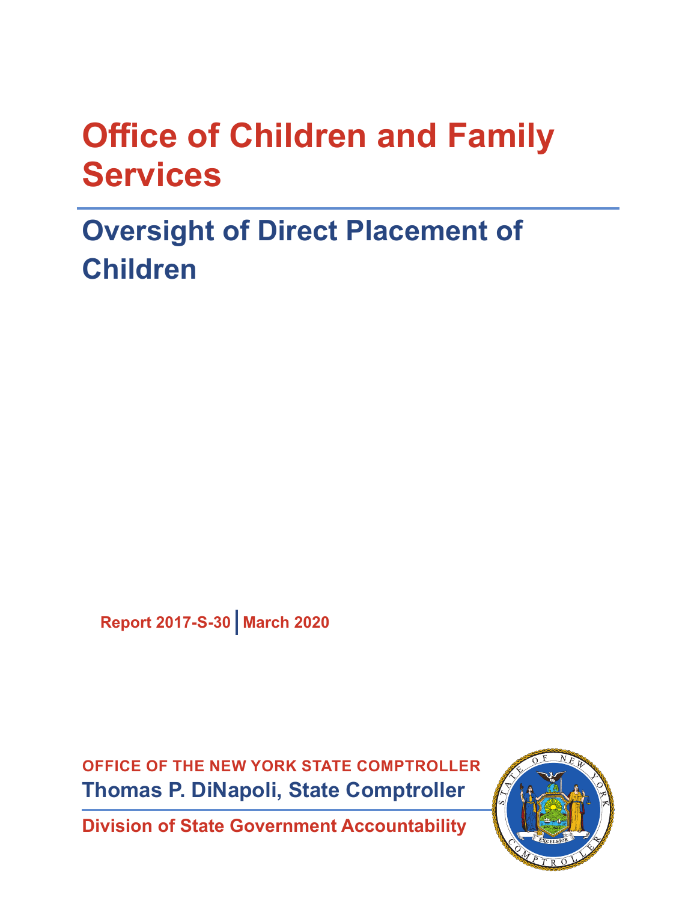# Office of Children and Family Services

## Oversight of Direct Placement of Children

Report 2017-S-30 | March 2020

**OFFICE OF THE NEW YORK STATE COMPTROLLER**

**Thomas P. DiNapoli, State Comptroller**

**Division of State Government Accountability**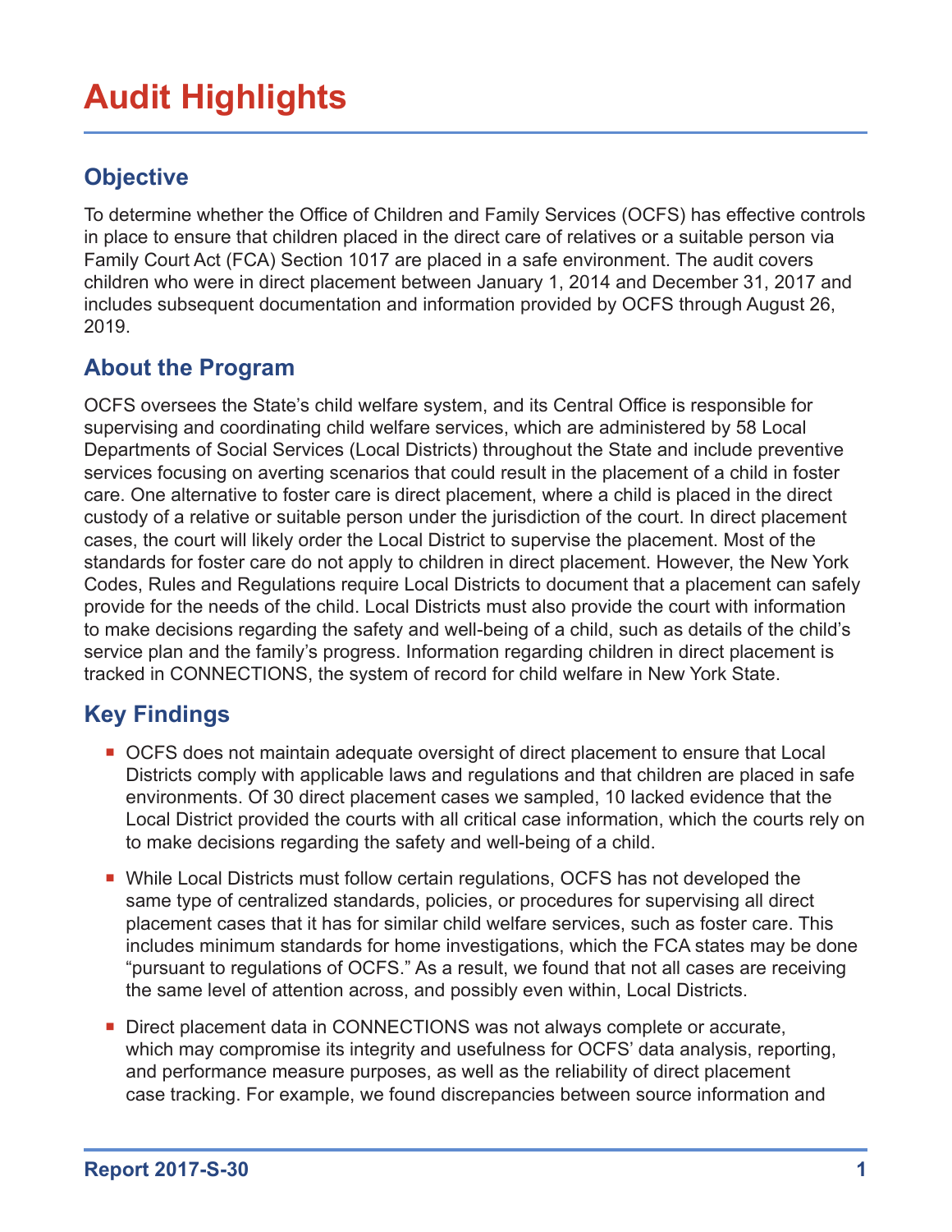# Audit Highlights

## Objective

To determine whether the Office of Children and Family Services (OCFS) has effective controls in place to ensure that children placed in the direct care of relatives or a suitable person via Family Court Act (FCA) Section 1017 are placed in a safe environment. The audit covers children who were in direct placement between January 1, 2014 and December 31, 2017 and includes subsequent documentation and information provided by OCFS through August 26, 2019.

## About the Program

OCFS oversees the State's child welfare system, and its Central Office is responsible for supervising and coordinating child welfare services, which are administered by 58 Local Departments of Social Services (Local Districts) throughout the State and include preventive services focusing on averting scenarios that could result in the placement of a child in foster care. One alternative to foster care is direct placement, where a child is placed in the direct custody of a relative or suitable person under the jurisdiction of the court. In direct placement cases, the court will likely order the Local District to supervise the placement. Most of the standards for foster care do not apply to children in direct placement. However, the New York Codes, Rules and Regulations require Local Districts to document that a placement can safely provide for the needs of the child. Local Districts must also provide the court with information to make decisions regarding the safety and well-being of a child, such as details of the child's service plan and the family's progress. Information regarding children in direct placement is tracked in CONNECTIONS, the system of record for child welfare in New York State.

## Key Findings

- OCFS does not maintain adequate oversight of direct placement to ensure that Local Districts comply with applicable laws and regulations and that children are placed in safe environments. Of 30 direct placement cases we sampled, 10 lacked evidence that the Local District provided the courts with all critical case information, which the courts rely on to make decisions regarding the safety and well-being of a child.
- While Local Districts must follow certain regulations, OCFS has not developed the same type of centralized standards, policies, or procedures for supervising all direct placement cases that it has for similar child welfare services, such as foster care. This includes minimum standards for home investigations, which the FCA states may be done "pursuant to regulations of OCFS." As a result, we found that not all cases are receiving the same level of attention across, and possibly even within, Local Districts.
- Direct placement data in CONNECTIONS was not always complete or accurate, which may compromise its integrity and usefulness for OCFS' data analysis, reporting, and performance measure purposes, as well as the reliability of direct placement case tracking. For example, we found discrepancies between source information and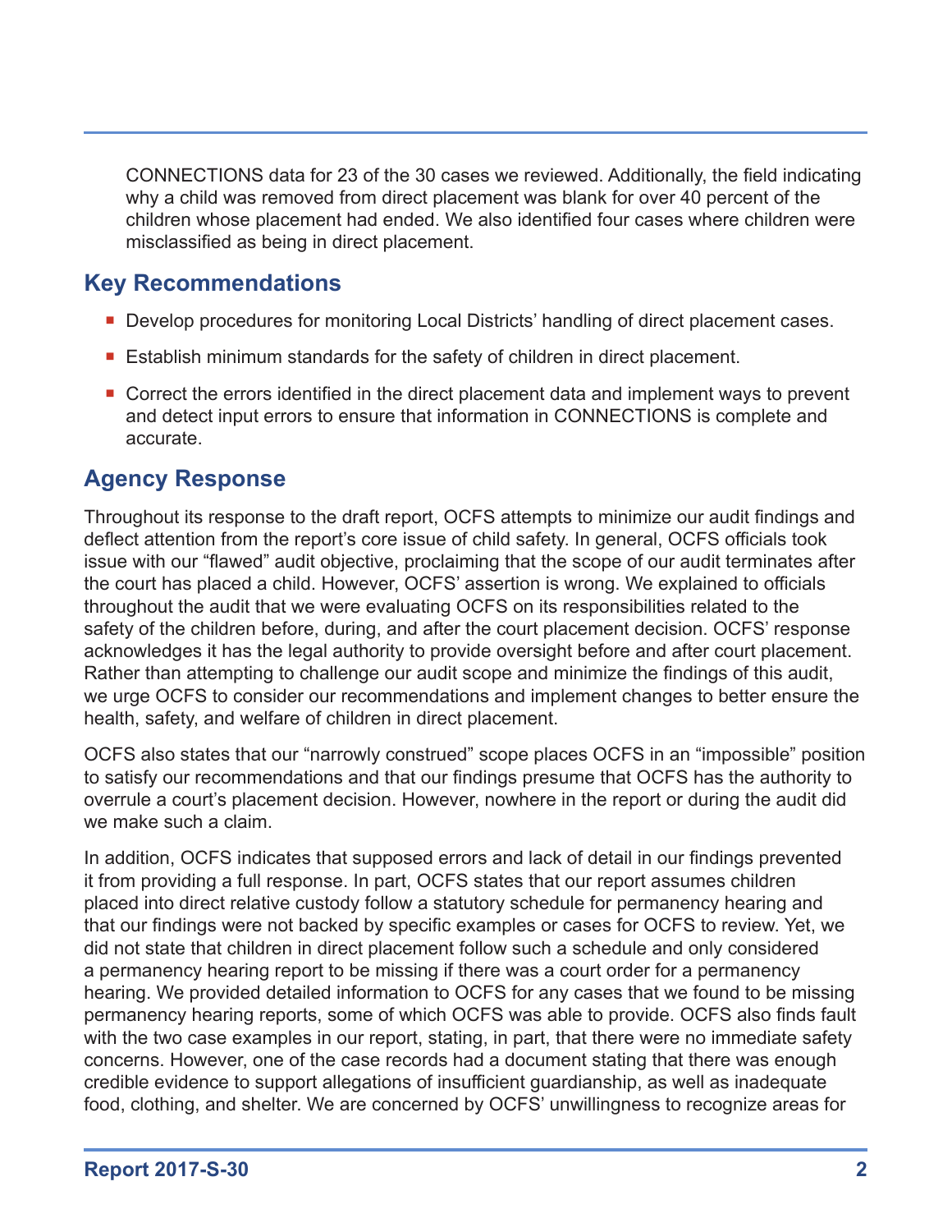CONNECTIONS data for 23 of the 30 cases we reviewed. Additionally, the field indicating why a child was removed from direct placement was blank for over 40 percent of the children whose placement had ended. We also identified four cases where children were misclassified as being in direct placement.

## Key Recommendations

- Develop procedures for monitoring Local Districts' handling of direct placement cases.
- Establish minimum standards for the safety of children in direct placement.
- Correct the errors identified in the direct placement data and implement ways to prevent and detect input errors to ensure that information in CONNECTIONS is complete and accurate.

## Agency Response

Throughout its response to the draft report, OCFS attempts to minimize our audit findings and deflect attention from the report's core issue of child safety. In general, OCFS officials took issue with our "flawed" audit objective, proclaiming that the scope of our audit terminates after the court has placed a child. However, OCFS' assertion is wrong. We explained to officials throughout the audit that we were evaluating OCFS on its responsibilities related to the safety of the children before, during, and after the court placement decision. OCFS' response acknowledges it has the legal authority to provide oversight before and after court placement. Rather than attempting to challenge our audit scope and minimize the findings of this audit, we urge OCFS to consider our recommendations and implement changes to better ensure the health, safety, and welfare of children in direct placement.

OCFS also states that our "narrowly construed" scope places OCFS in an "impossible" position to satisfy our recommendations and that our findings presume that OCFS has the authority to overrule a court's placement decision. However, nowhere in the report or during the audit did we make such a claim.

In addition, OCFS indicates that supposed errors and lack of detail in our findings prevented it from providing a full response. In part, OCFS states that our report assumes children placed into direct relative custody follow a statutory schedule for permanency hearing and that our findings were not backed by specific examples or cases for OCFS to review. Yet, we did not state that children in direct placement follow such a schedule and only considered a permanency hearing report to be missing if there was a court order for a permanency hearing. We provided detailed information to OCFS for any cases that we found to be missing permanency hearing reports, some of which OCFS was able to provide. OCFS also finds fault with the two case examples in our report, stating, in part, that there were no immediate safety concerns. However, one of the case records had a document stating that there was enough credible evidence to support allegations of insufficient guardianship, as well as inadequate food, clothing, and shelter. We are concerned by OCFS' unwillingness to recognize areas for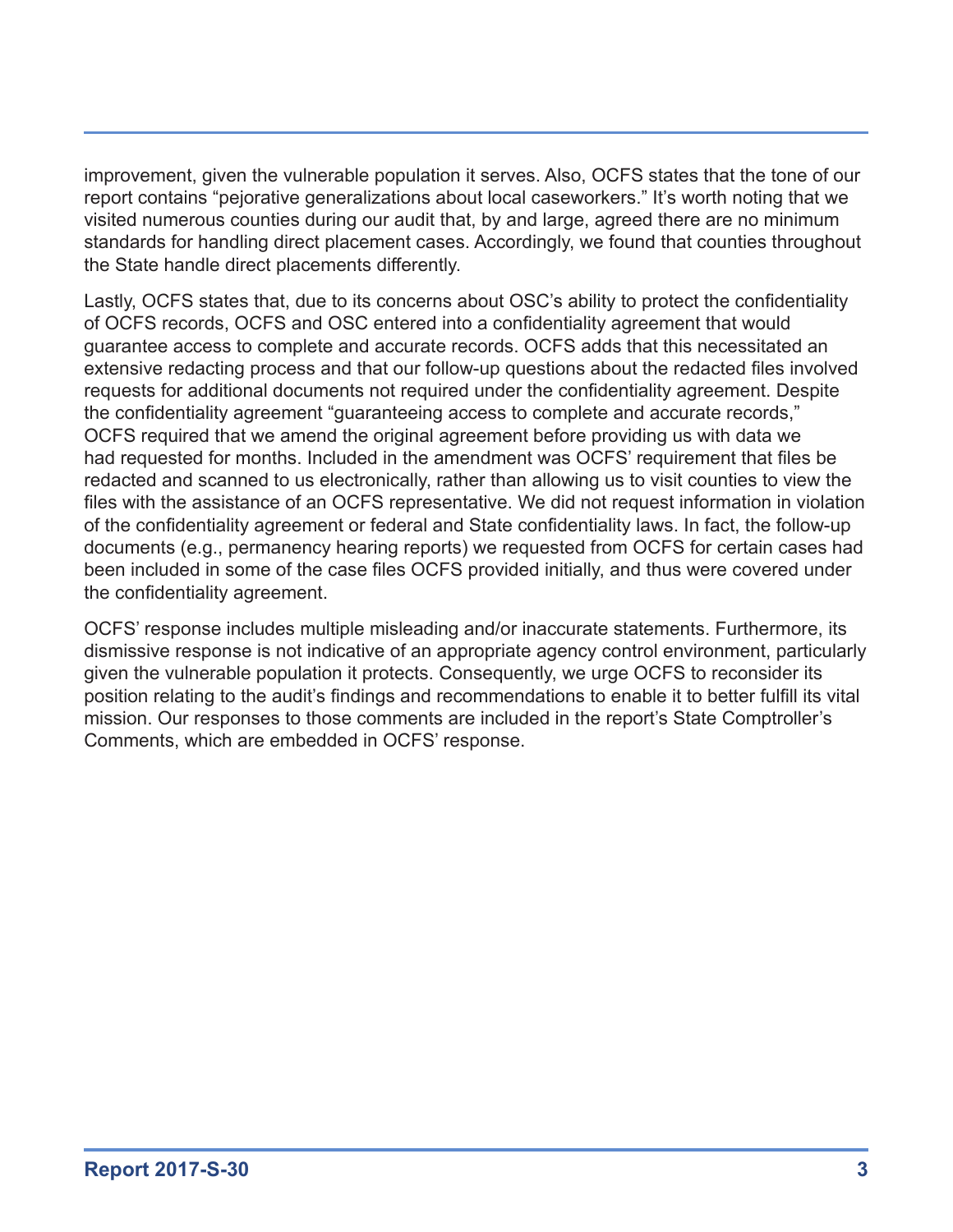improvement, given the vulnerable population it serves. Also, OCFS states that the tone of our report contains "pejorative generalizations about local caseworkers." It's worth noting that we visited numerous counties during our audit that, by and large, agreed there are no minimum standards for handling direct placement cases. Accordingly, we found that counties throughout the State handle direct placements differently.

Lastly, OCFS states that, due to its concerns about OSC's ability to protect the confidentiality of OCFS records, OCFS and OSC entered into a confidentiality agreement that would guarantee access to complete and accurate records. OCFS adds that this necessitated an extensive redacting process and that our follow-up questions about the redacted files involved requests for additional documents not required under the confidentiality agreement. Despite the confidentiality agreement "guaranteeing access to complete and accurate records," OCFS required that we amend the original agreement before providing us with data we had requested for months. Included in the amendment was OCFS' requirement that files be redacted and scanned to us electronically, rather than allowing us to visit counties to view the files with the assistance of an OCFS representative. We did not request information in violation of the confidentiality agreement or federal and State confidentiality laws. In fact, the follow-up documents (e.g., permanency hearing reports) we requested from OCFS for certain cases had been included in some of the case files OCFS provided initially, and thus were covered under the confidentiality agreement.

OCFS' response includes multiple misleading and/or inaccurate statements. Furthermore, its dismissive response is not indicative of an appropriate agency control environment, particularly given the vulnerable population it protects. Consequently, we urge OCFS to reconsider its position relating to the audit's findings and recommendations to enable it to better fulfill its vital mission. Our responses to those comments are included in the report's State Comptroller's Comments, which are embedded in OCFS' response.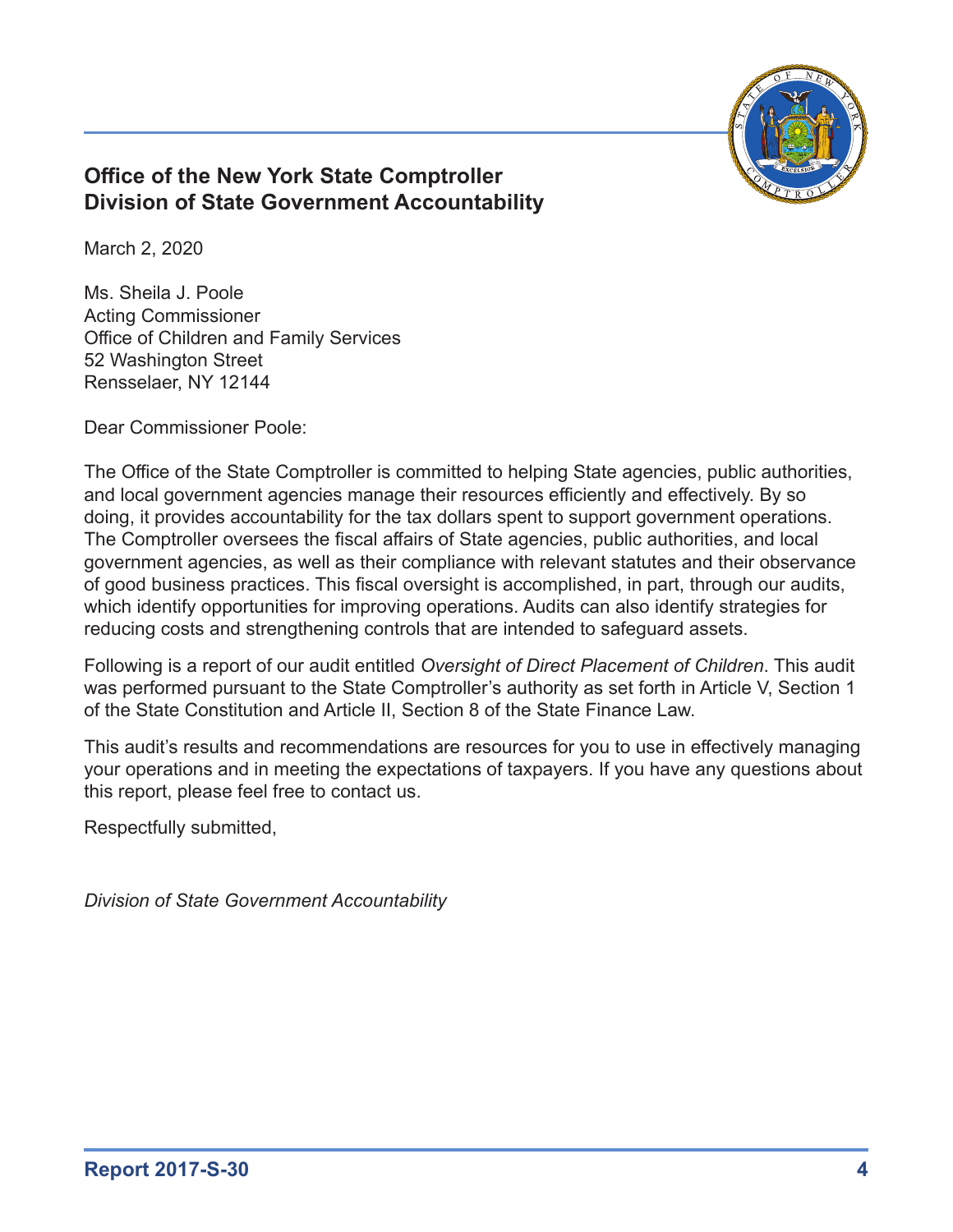**Office of the New York State Comptroller**
**Division of State Government Accountability**

March 2, 2020

Ms. Sheila J. Poole
Acting Commissioner
Office of Children and Family Services
52 Washington Street
Rensselaer, NY 12144

Dear Commissioner Poole:

The Office of the State Comptroller is committed to helping State agencies, public authorities, and local government agencies manage their resources efficiently and effectively. By so doing, it provides accountability for the tax dollars spent to support government operations. The Comptroller oversees the fiscal affairs of State agencies, public authorities, and local government agencies, as well as their compliance with relevant statutes and their observance of good business practices. This fiscal oversight is accomplished, in part, through our audits, which identify opportunities for improving operations. Audits can also identify strategies for reducing costs and strengthening controls that are intended to safeguard assets.

Following is a report of our audit entitled *Oversight of Direct Placement of Children*. This audit was performed pursuant to the State Comptroller's authority as set forth in Article V, Section 1 of the State Constitution and Article II, Section 8 of the State Finance Law.

This audit's results and recommendations are resources for you to use in effectively managing your operations and in meeting the expectations of taxpayers. If you have any questions about this report, please feel free to contact us.

Respectfully submitted,

*Division of State Government Accountability*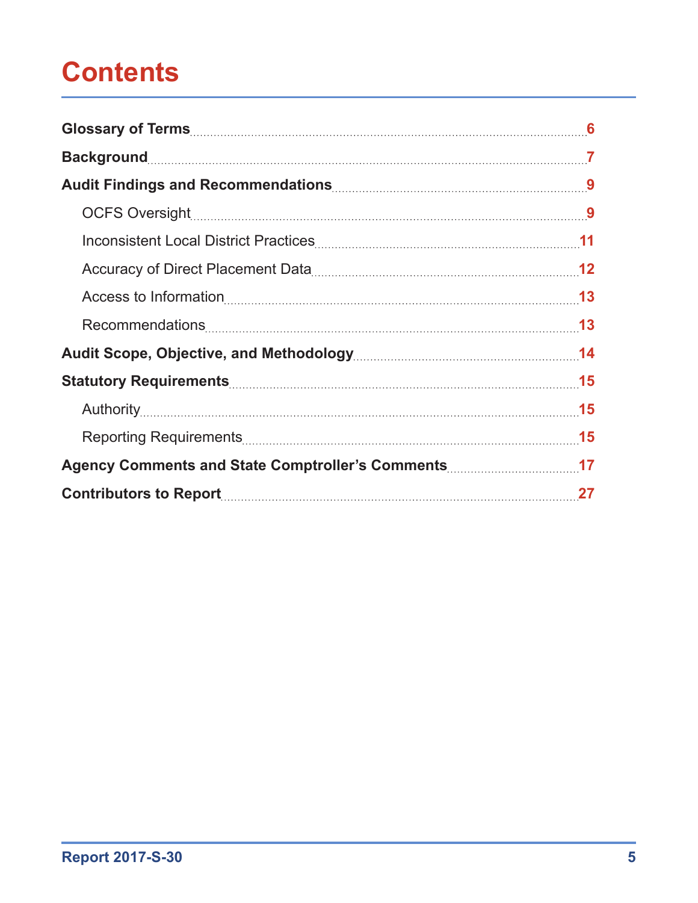# Contents

| | |
|---|---|
| **Glossary of Terms** | **6** |
| **Background** | **7** |
| **Audit Findings and Recommendations** | **9** |
| OCFS Oversight | **9** |
| Inconsistent Local District Practices | **11** |
| Accuracy of Direct Placement Data | **12** |
| Access to Information | **13** |
| Recommendations | **13** |
| **Audit Scope, Objective, and Methodology** | **14** |
| **Statutory Requirements** | **15** |
| Authority | **15** |
| Reporting Requirements | **15** |
| **Agency Comments and State Comptroller's Comments** | **17** |
| **Contributors to Report** | **27** |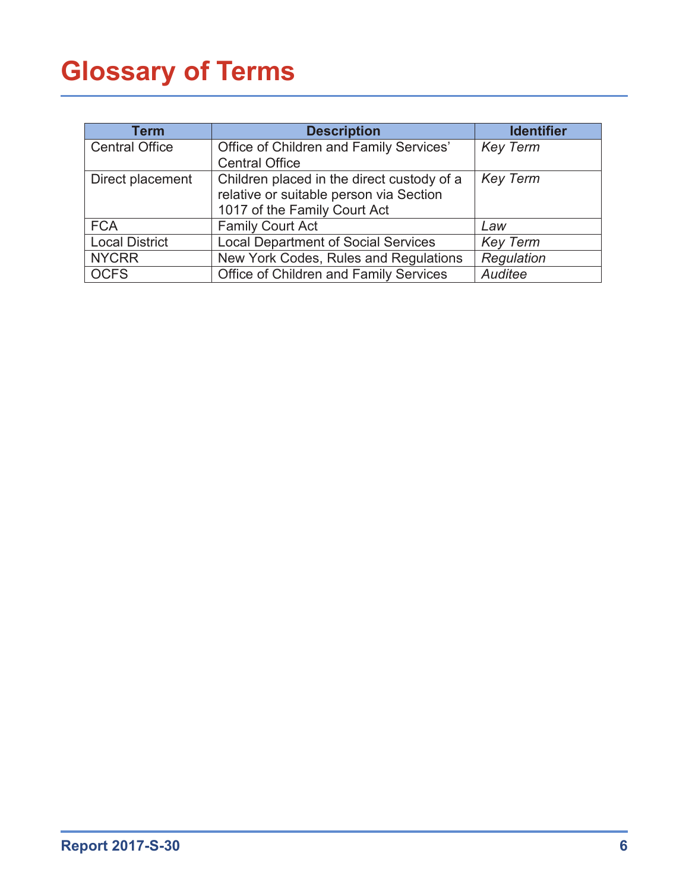# Glossary of Terms

| Term | Description | Identifier |
|---|---|---|
| Central Office | Office of Children and Family Services' Central Office | *Key Term* |
| Direct placement | Children placed in the direct custody of a relative or suitable person via Section 1017 of the Family Court Act | *Key Term* |
| FCA | Family Court Act | *Law* |
| Local District | Local Department of Social Services | *Key Term* |
| NYCRR | New York Codes, Rules and Regulations | *Regulation* |
| OCFS | Office of Children and Family Services | *Auditee* |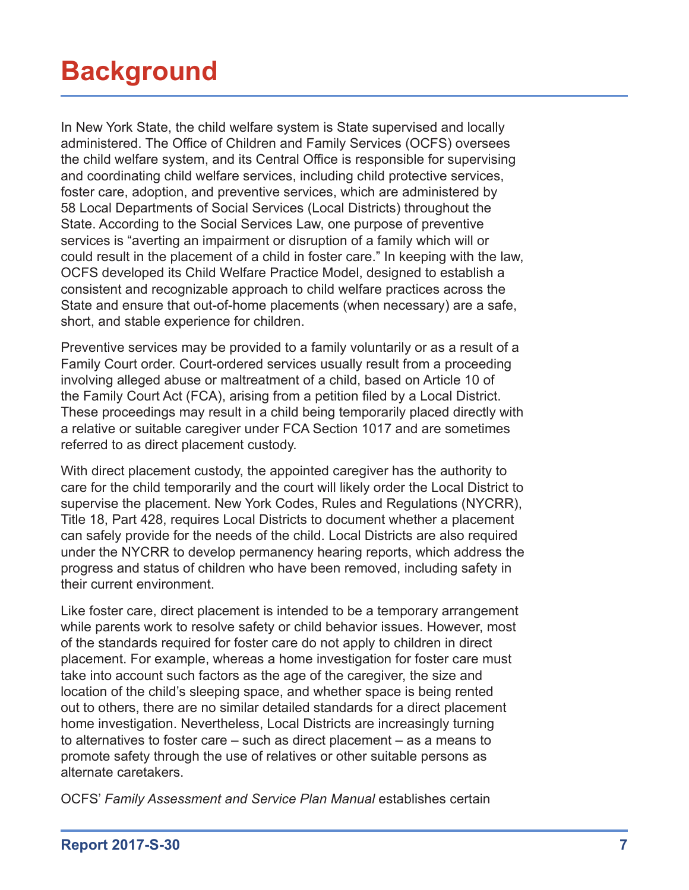# Background

In New York State, the child welfare system is State supervised and locally administered. The Office of Children and Family Services (OCFS) oversees the child welfare system, and its Central Office is responsible for supervising and coordinating child welfare services, including child protective services, foster care, adoption, and preventive services, which are administered by 58 Local Departments of Social Services (Local Districts) throughout the State. According to the Social Services Law, one purpose of preventive services is "averting an impairment or disruption of a family which will or could result in the placement of a child in foster care." In keeping with the law, OCFS developed its Child Welfare Practice Model, designed to establish a consistent and recognizable approach to child welfare practices across the State and ensure that out-of-home placements (when necessary) are a safe, short, and stable experience for children.

Preventive services may be provided to a family voluntarily or as a result of a Family Court order. Court-ordered services usually result from a proceeding involving alleged abuse or maltreatment of a child, based on Article 10 of the Family Court Act (FCA), arising from a petition filed by a Local District. These proceedings may result in a child being temporarily placed directly with a relative or suitable caregiver under FCA Section 1017 and are sometimes referred to as direct placement custody.

With direct placement custody, the appointed caregiver has the authority to care for the child temporarily and the court will likely order the Local District to supervise the placement. New York Codes, Rules and Regulations (NYCRR), Title 18, Part 428, requires Local Districts to document whether a placement can safely provide for the needs of the child. Local Districts are also required under the NYCRR to develop permanency hearing reports, which address the progress and status of children who have been removed, including safety in their current environment.

Like foster care, direct placement is intended to be a temporary arrangement while parents work to resolve safety or child behavior issues. However, most of the standards required for foster care do not apply to children in direct placement. For example, whereas a home investigation for foster care must take into account such factors as the age of the caregiver, the size and location of the child's sleeping space, and whether space is being rented out to others, there are no similar detailed standards for a direct placement home investigation. Nevertheless, Local Districts are increasingly turning to alternatives to foster care – such as direct placement – as a means to promote safety through the use of relatives or other suitable persons as alternate caretakers.

OCFS' *Family Assessment and Service Plan Manual* establishes certain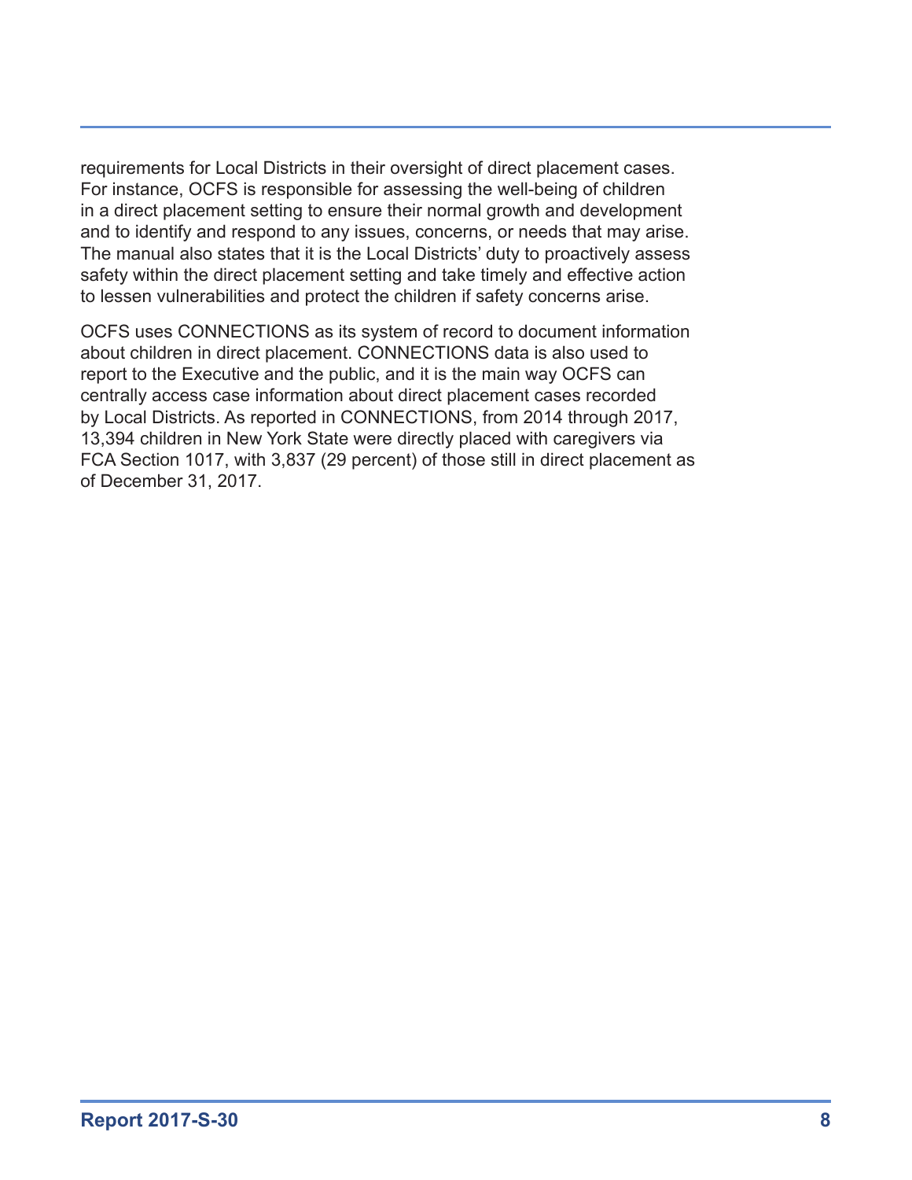requirements for Local Districts in their oversight of direct placement cases. For instance, OCFS is responsible for assessing the well-being of children in a direct placement setting to ensure their normal growth and development and to identify and respond to any issues, concerns, or needs that may arise. The manual also states that it is the Local Districts' duty to proactively assess safety within the direct placement setting and take timely and effective action to lessen vulnerabilities and protect the children if safety concerns arise.

OCFS uses CONNECTIONS as its system of record to document information about children in direct placement. CONNECTIONS data is also used to report to the Executive and the public, and it is the main way OCFS can centrally access case information about direct placement cases recorded by Local Districts. As reported in CONNECTIONS, from 2014 through 2017, 13,394 children in New York State were directly placed with caregivers via FCA Section 1017, with 3,837 (29 percent) of those still in direct placement as of December 31, 2017.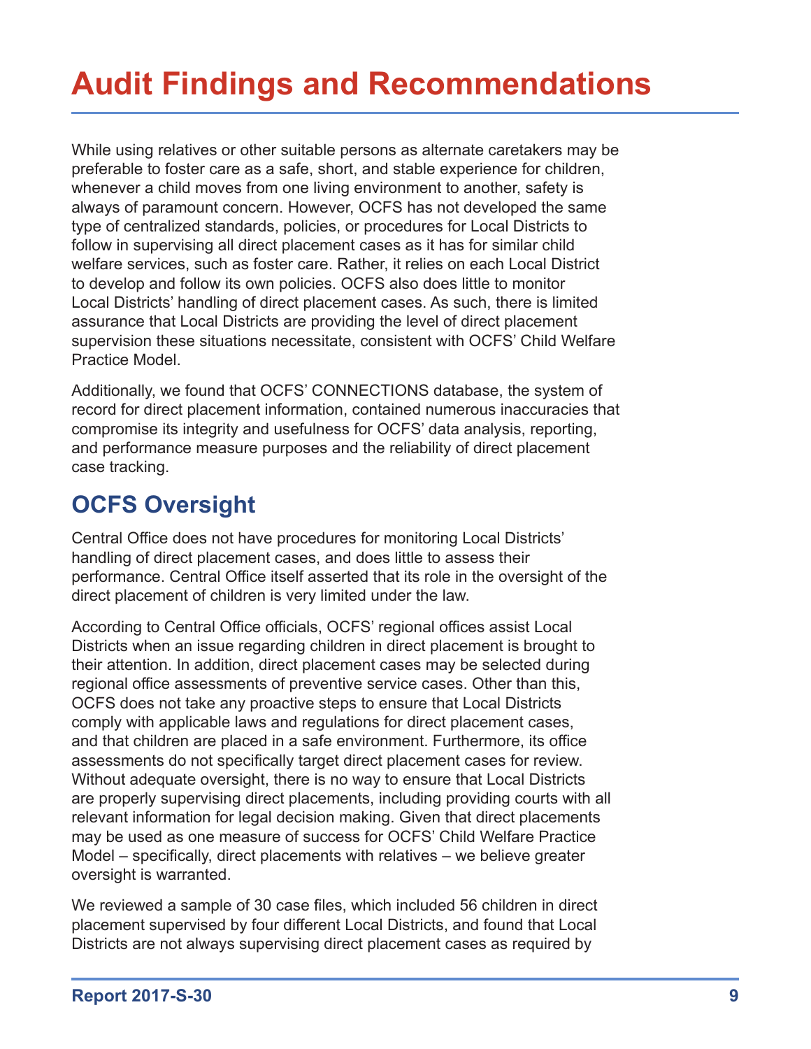# Audit Findings and Recommendations

While using relatives or other suitable persons as alternate caretakers may be preferable to foster care as a safe, short, and stable experience for children, whenever a child moves from one living environment to another, safety is always of paramount concern. However, OCFS has not developed the same type of centralized standards, policies, or procedures for Local Districts to follow in supervising all direct placement cases as it has for similar child welfare services, such as foster care. Rather, it relies on each Local District to develop and follow its own policies. OCFS also does little to monitor Local Districts' handling of direct placement cases. As such, there is limited assurance that Local Districts are providing the level of direct placement supervision these situations necessitate, consistent with OCFS' Child Welfare Practice Model.

Additionally, we found that OCFS' CONNECTIONS database, the system of record for direct placement information, contained numerous inaccuracies that compromise its integrity and usefulness for OCFS' data analysis, reporting, and performance measure purposes and the reliability of direct placement case tracking.

## OCFS Oversight

Central Office does not have procedures for monitoring Local Districts' handling of direct placement cases, and does little to assess their performance. Central Office itself asserted that its role in the oversight of the direct placement of children is very limited under the law.

According to Central Office officials, OCFS' regional offices assist Local Districts when an issue regarding children in direct placement is brought to their attention. In addition, direct placement cases may be selected during regional office assessments of preventive service cases. Other than this, OCFS does not take any proactive steps to ensure that Local Districts comply with applicable laws and regulations for direct placement cases, and that children are placed in a safe environment. Furthermore, its office assessments do not specifically target direct placement cases for review. Without adequate oversight, there is no way to ensure that Local Districts are properly supervising direct placements, including providing courts with all relevant information for legal decision making. Given that direct placements may be used as one measure of success for OCFS' Child Welfare Practice Model – specifically, direct placements with relatives – we believe greater oversight is warranted.

We reviewed a sample of 30 case files, which included 56 children in direct placement supervised by four different Local Districts, and found that Local Districts are not always supervising direct placement cases as required by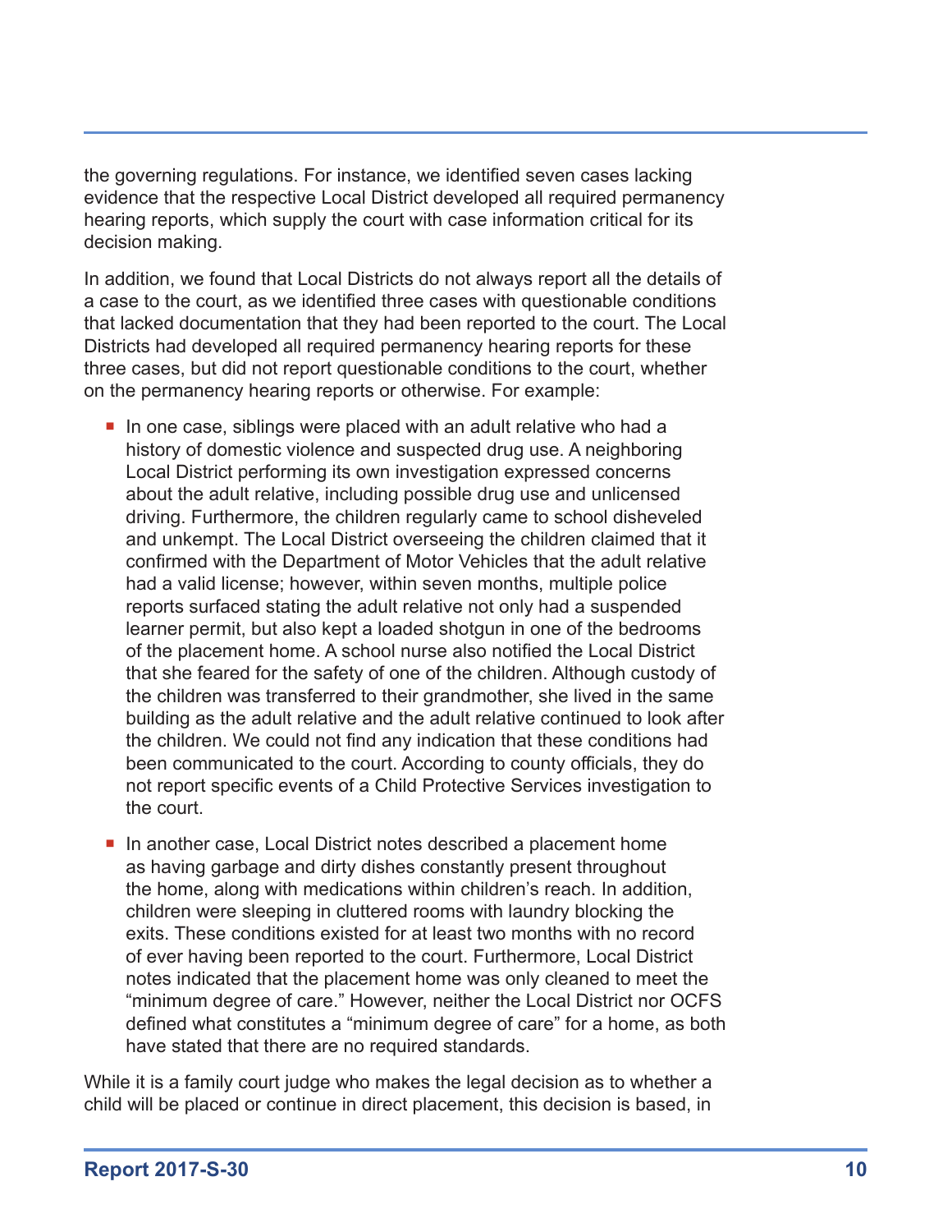the governing regulations. For instance, we identified seven cases lacking evidence that the respective Local District developed all required permanency hearing reports, which supply the court with case information critical for its decision making.

In addition, we found that Local Districts do not always report all the details of a case to the court, as we identified three cases with questionable conditions that lacked documentation that they had been reported to the court. The Local Districts had developed all required permanency hearing reports for these three cases, but did not report questionable conditions to the court, whether on the permanency hearing reports or otherwise. For example:

- In one case, siblings were placed with an adult relative who had a history of domestic violence and suspected drug use. A neighboring Local District performing its own investigation expressed concerns about the adult relative, including possible drug use and unlicensed driving. Furthermore, the children regularly came to school disheveled and unkempt. The Local District overseeing the children claimed that it confirmed with the Department of Motor Vehicles that the adult relative had a valid license; however, within seven months, multiple police reports surfaced stating the adult relative not only had a suspended learner permit, but also kept a loaded shotgun in one of the bedrooms of the placement home. A school nurse also notified the Local District that she feared for the safety of one of the children. Although custody of the children was transferred to their grandmother, she lived in the same building as the adult relative and the adult relative continued to look after the children. We could not find any indication that these conditions had been communicated to the court. According to county officials, they do not report specific events of a Child Protective Services investigation to the court.
- In another case, Local District notes described a placement home as having garbage and dirty dishes constantly present throughout the home, along with medications within children's reach. In addition, children were sleeping in cluttered rooms with laundry blocking the exits. These conditions existed for at least two months with no record of ever having been reported to the court. Furthermore, Local District notes indicated that the placement home was only cleaned to meet the "minimum degree of care." However, neither the Local District nor OCFS defined what constitutes a "minimum degree of care" for a home, as both have stated that there are no required standards.

While it is a family court judge who makes the legal decision as to whether a child will be placed or continue in direct placement, this decision is based, in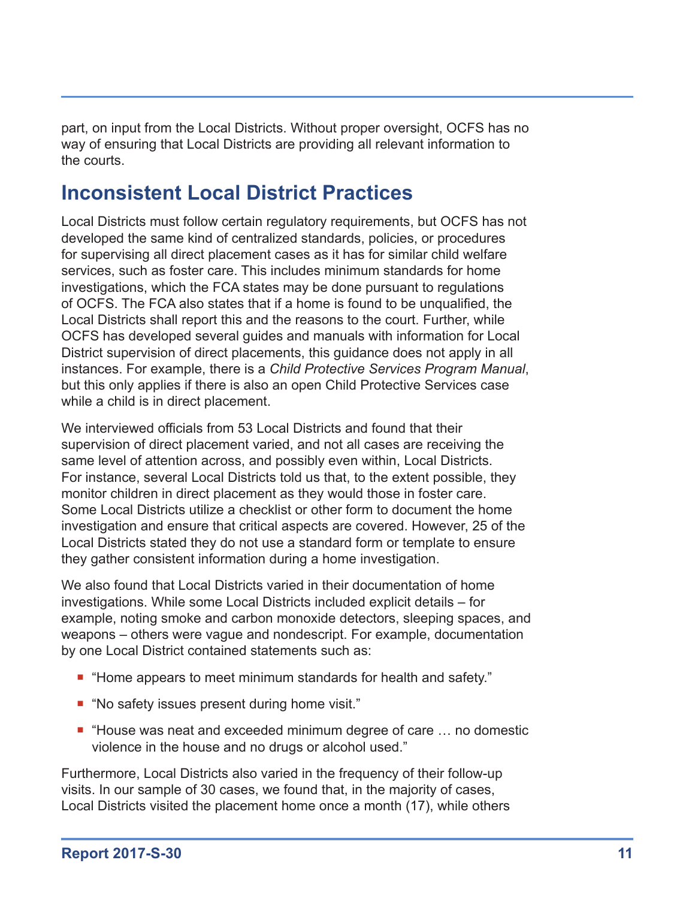part, on input from the Local Districts. Without proper oversight, OCFS has no way of ensuring that Local Districts are providing all relevant information to the courts.

## Inconsistent Local District Practices

Local Districts must follow certain regulatory requirements, but OCFS has not developed the same kind of centralized standards, policies, or procedures for supervising all direct placement cases as it has for similar child welfare services, such as foster care. This includes minimum standards for home investigations, which the FCA states may be done pursuant to regulations of OCFS. The FCA also states that if a home is found to be unqualified, the Local Districts shall report this and the reasons to the court. Further, while OCFS has developed several guides and manuals with information for Local District supervision of direct placements, this guidance does not apply in all instances. For example, there is a *Child Protective Services Program Manual*, but this only applies if there is also an open Child Protective Services case while a child is in direct placement.

We interviewed officials from 53 Local Districts and found that their supervision of direct placement varied, and not all cases are receiving the same level of attention across, and possibly even within, Local Districts. For instance, several Local Districts told us that, to the extent possible, they monitor children in direct placement as they would those in foster care. Some Local Districts utilize a checklist or other form to document the home investigation and ensure that critical aspects are covered. However, 25 of the Local Districts stated they do not use a standard form or template to ensure they gather consistent information during a home investigation.

We also found that Local Districts varied in their documentation of home investigations. While some Local Districts included explicit details – for example, noting smoke and carbon monoxide detectors, sleeping spaces, and weapons – others were vague and nondescript. For example, documentation by one Local District contained statements such as:

- "Home appears to meet minimum standards for health and safety."
- "No safety issues present during home visit."
- "House was neat and exceeded minimum degree of care … no domestic violence in the house and no drugs or alcohol used."

Furthermore, Local Districts also varied in the frequency of their follow-up visits. In our sample of 30 cases, we found that, in the majority of cases, Local Districts visited the placement home once a month (17), while others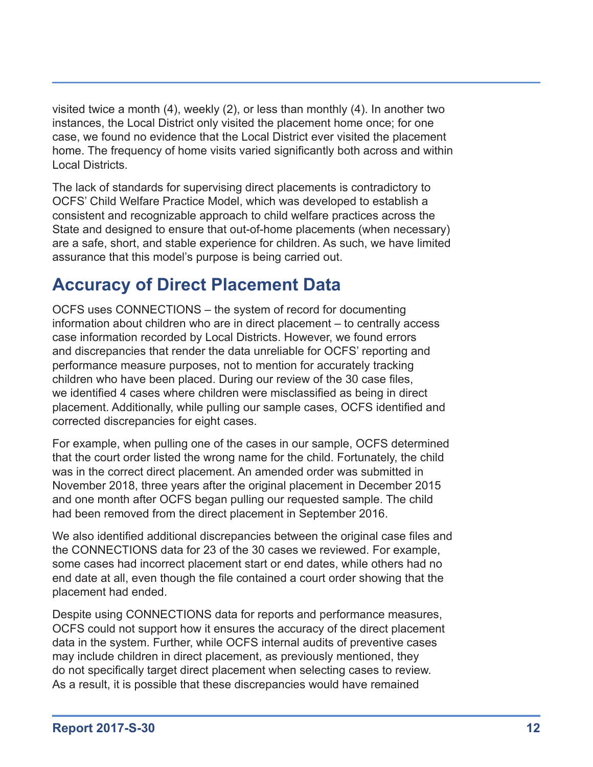visited twice a month (4), weekly (2), or less than monthly (4). In another two instances, the Local District only visited the placement home once; for one case, we found no evidence that the Local District ever visited the placement home. The frequency of home visits varied significantly both across and within Local Districts.

The lack of standards for supervising direct placements is contradictory to OCFS' Child Welfare Practice Model, which was developed to establish a consistent and recognizable approach to child welfare practices across the State and designed to ensure that out-of-home placements (when necessary) are a safe, short, and stable experience for children. As such, we have limited assurance that this model's purpose is being carried out.

## Accuracy of Direct Placement Data

OCFS uses CONNECTIONS – the system of record for documenting information about children who are in direct placement – to centrally access case information recorded by Local Districts. However, we found errors and discrepancies that render the data unreliable for OCFS' reporting and performance measure purposes, not to mention for accurately tracking children who have been placed. During our review of the 30 case files, we identified 4 cases where children were misclassified as being in direct placement. Additionally, while pulling our sample cases, OCFS identified and corrected discrepancies for eight cases.

For example, when pulling one of the cases in our sample, OCFS determined that the court order listed the wrong name for the child. Fortunately, the child was in the correct direct placement. An amended order was submitted in November 2018, three years after the original placement in December 2015 and one month after OCFS began pulling our requested sample. The child had been removed from the direct placement in September 2016.

We also identified additional discrepancies between the original case files and the CONNECTIONS data for 23 of the 30 cases we reviewed. For example, some cases had incorrect placement start or end dates, while others had no end date at all, even though the file contained a court order showing that the placement had ended.

Despite using CONNECTIONS data for reports and performance measures, OCFS could not support how it ensures the accuracy of the direct placement data in the system. Further, while OCFS internal audits of preventive cases may include children in direct placement, as previously mentioned, they do not specifically target direct placement when selecting cases to review. As a result, it is possible that these discrepancies would have remained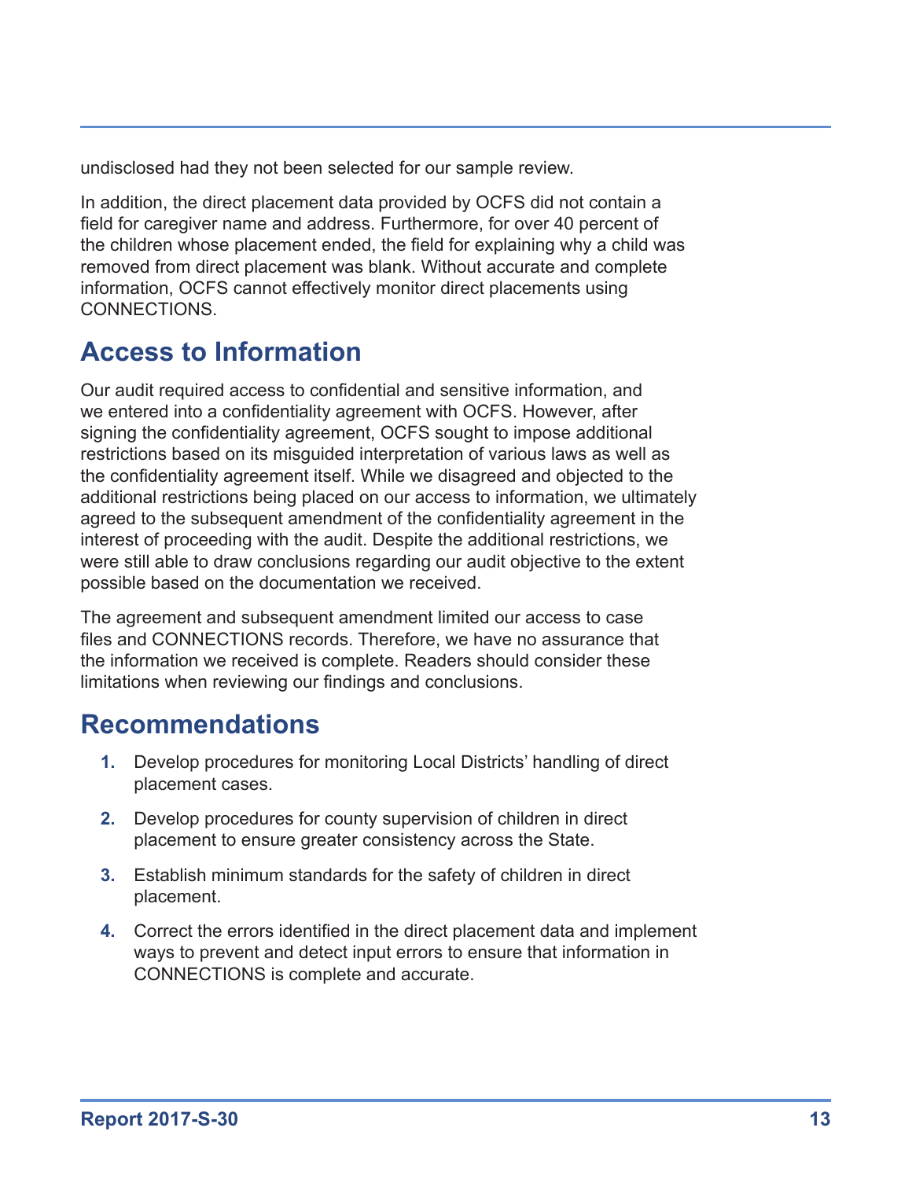undisclosed had they not been selected for our sample review.

In addition, the direct placement data provided by OCFS did not contain a field for caregiver name and address. Furthermore, for over 40 percent of the children whose placement ended, the field for explaining why a child was removed from direct placement was blank. Without accurate and complete information, OCFS cannot effectively monitor direct placements using CONNECTIONS.

## Access to Information

Our audit required access to confidential and sensitive information, and we entered into a confidentiality agreement with OCFS. However, after signing the confidentiality agreement, OCFS sought to impose additional restrictions based on its misguided interpretation of various laws as well as the confidentiality agreement itself. While we disagreed and objected to the additional restrictions being placed on our access to information, we ultimately agreed to the subsequent amendment of the confidentiality agreement in the interest of proceeding with the audit. Despite the additional restrictions, we were still able to draw conclusions regarding our audit objective to the extent possible based on the documentation we received.

The agreement and subsequent amendment limited our access to case files and CONNECTIONS records. Therefore, we have no assurance that the information we received is complete. Readers should consider these limitations when reviewing our findings and conclusions.

## Recommendations

1. Develop procedures for monitoring Local Districts' handling of direct placement cases.
2. Develop procedures for county supervision of children in direct placement to ensure greater consistency across the State.
3. Establish minimum standards for the safety of children in direct placement.
4. Correct the errors identified in the direct placement data and implement ways to prevent and detect input errors to ensure that information in CONNECTIONS is complete and accurate.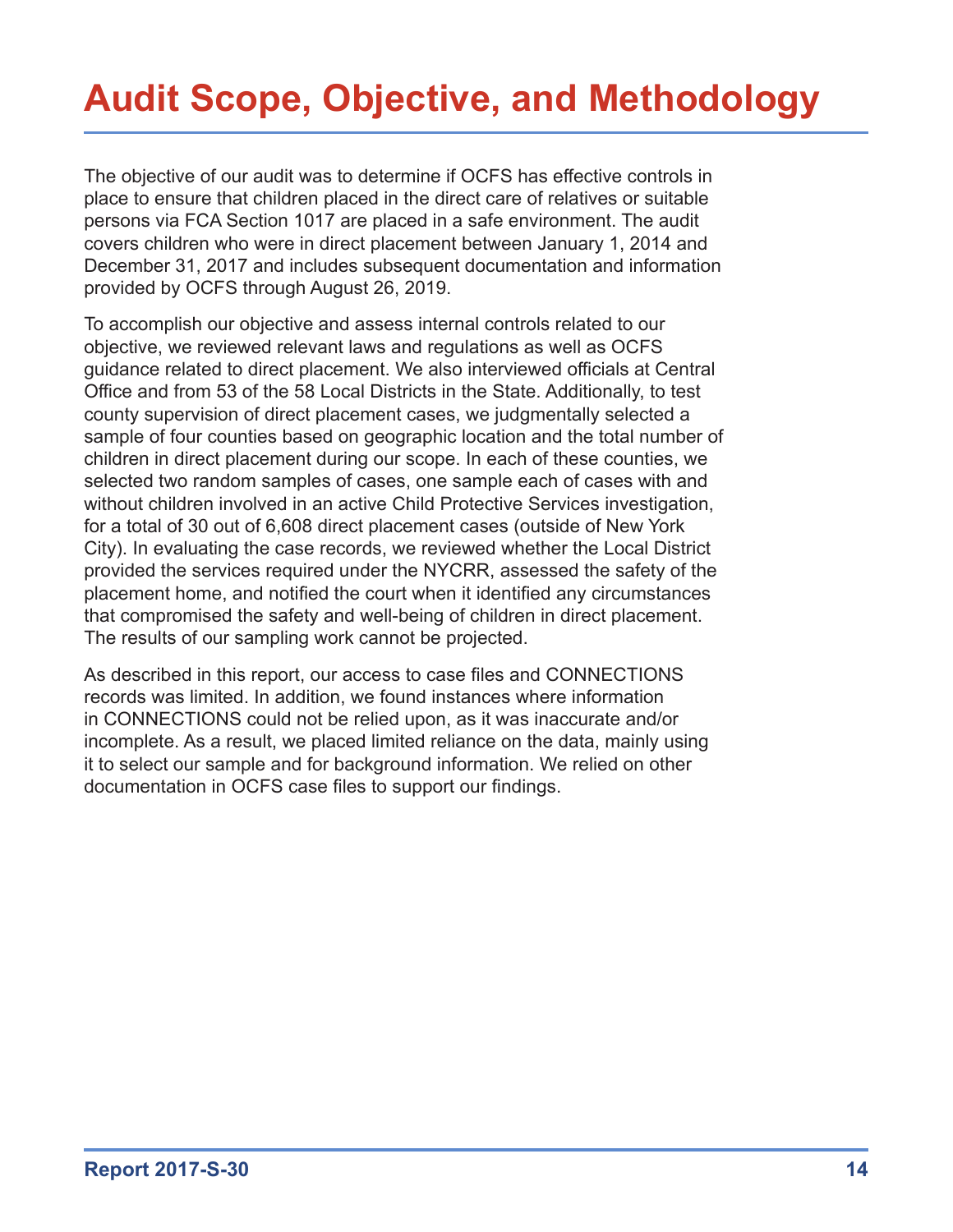# Audit Scope, Objective, and Methodology

The objective of our audit was to determine if OCFS has effective controls in place to ensure that children placed in the direct care of relatives or suitable persons via FCA Section 1017 are placed in a safe environment. The audit covers children who were in direct placement between January 1, 2014 and December 31, 2017 and includes subsequent documentation and information provided by OCFS through August 26, 2019.

To accomplish our objective and assess internal controls related to our objective, we reviewed relevant laws and regulations as well as OCFS guidance related to direct placement. We also interviewed officials at Central Office and from 53 of the 58 Local Districts in the State. Additionally, to test county supervision of direct placement cases, we judgmentally selected a sample of four counties based on geographic location and the total number of children in direct placement during our scope. In each of these counties, we selected two random samples of cases, one sample each of cases with and without children involved in an active Child Protective Services investigation, for a total of 30 out of 6,608 direct placement cases (outside of New York City). In evaluating the case records, we reviewed whether the Local District provided the services required under the NYCRR, assessed the safety of the placement home, and notified the court when it identified any circumstances that compromised the safety and well-being of children in direct placement. The results of our sampling work cannot be projected.

As described in this report, our access to case files and CONNECTIONS records was limited. In addition, we found instances where information in CONNECTIONS could not be relied upon, as it was inaccurate and/or incomplete. As a result, we placed limited reliance on the data, mainly using it to select our sample and for background information. We relied on other documentation in OCFS case files to support our findings.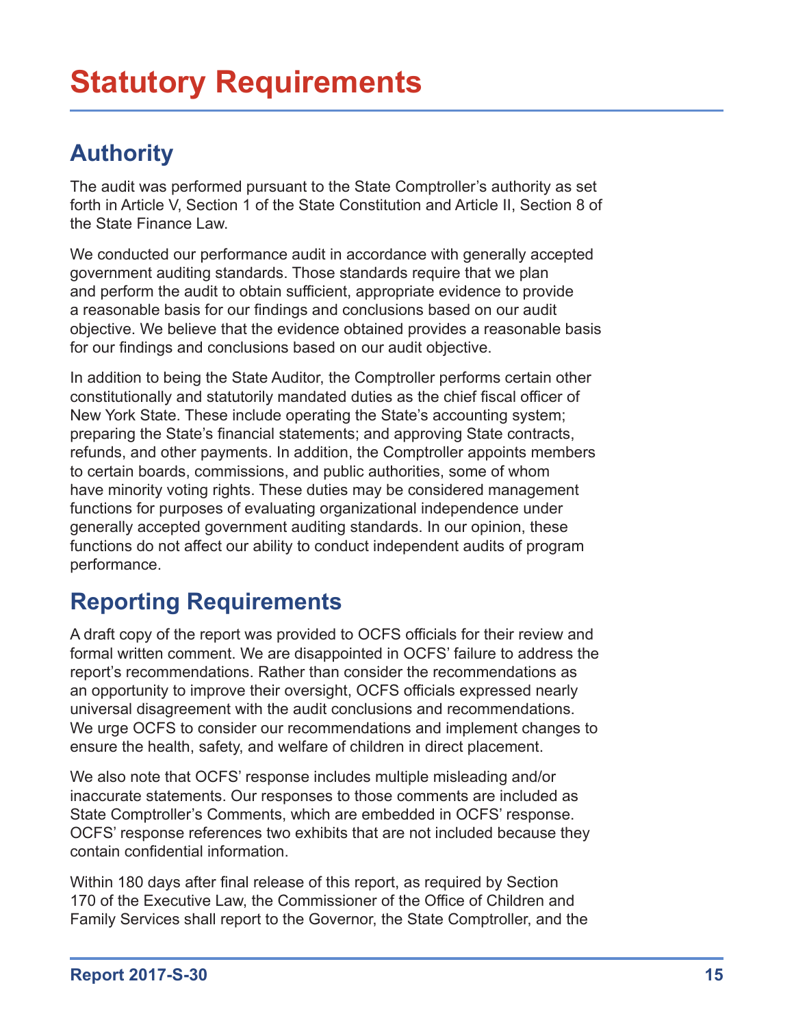# Statutory Requirements

## Authority

The audit was performed pursuant to the State Comptroller's authority as set forth in Article V, Section 1 of the State Constitution and Article II, Section 8 of the State Finance Law.

We conducted our performance audit in accordance with generally accepted government auditing standards. Those standards require that we plan and perform the audit to obtain sufficient, appropriate evidence to provide a reasonable basis for our findings and conclusions based on our audit objective. We believe that the evidence obtained provides a reasonable basis for our findings and conclusions based on our audit objective.

In addition to being the State Auditor, the Comptroller performs certain other constitutionally and statutorily mandated duties as the chief fiscal officer of New York State. These include operating the State's accounting system; preparing the State's financial statements; and approving State contracts, refunds, and other payments. In addition, the Comptroller appoints members to certain boards, commissions, and public authorities, some of whom have minority voting rights. These duties may be considered management functions for purposes of evaluating organizational independence under generally accepted government auditing standards. In our opinion, these functions do not affect our ability to conduct independent audits of program performance.

## Reporting Requirements

A draft copy of the report was provided to OCFS officials for their review and formal written comment. We are disappointed in OCFS' failure to address the report's recommendations. Rather than consider the recommendations as an opportunity to improve their oversight, OCFS officials expressed nearly universal disagreement with the audit conclusions and recommendations. We urge OCFS to consider our recommendations and implement changes to ensure the health, safety, and welfare of children in direct placement.

We also note that OCFS' response includes multiple misleading and/or inaccurate statements. Our responses to those comments are included as State Comptroller's Comments, which are embedded in OCFS' response. OCFS' response references two exhibits that are not included because they contain confidential information.

Within 180 days after final release of this report, as required by Section 170 of the Executive Law, the Commissioner of the Office of Children and Family Services shall report to the Governor, the State Comptroller, and the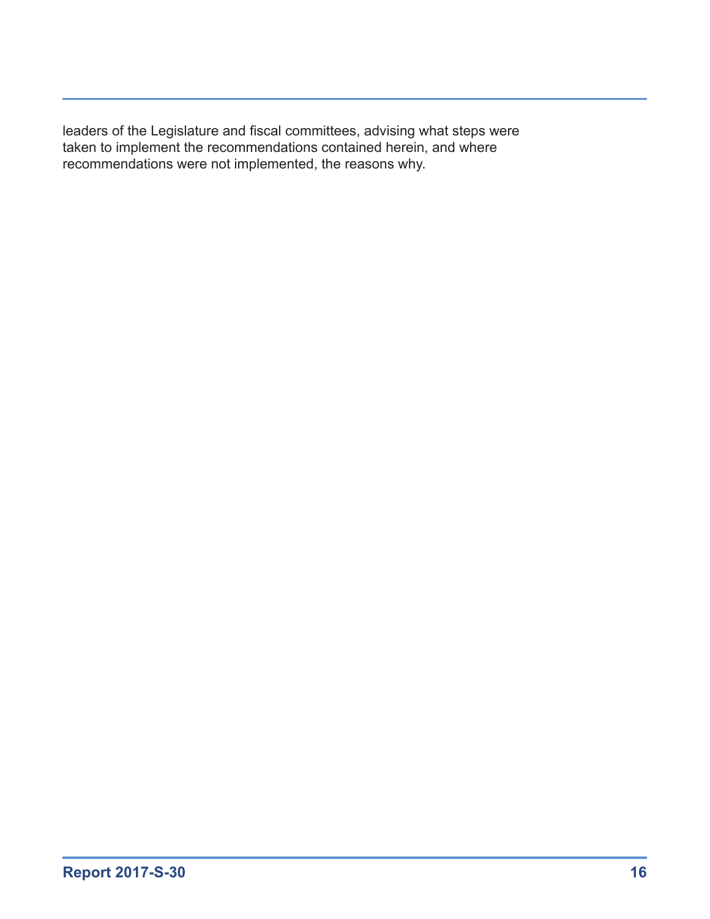leaders of the Legislature and fiscal committees, advising what steps were taken to implement the recommendations contained herein, and where recommendations were not implemented, the reasons why.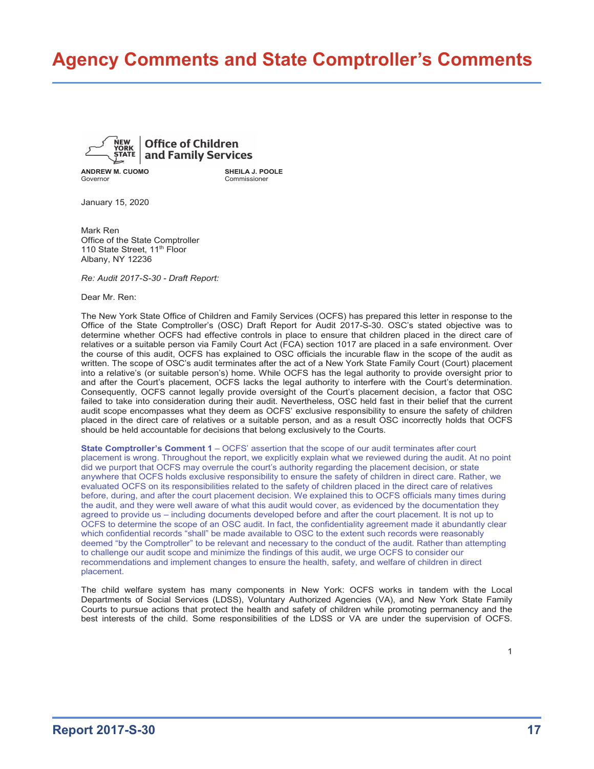# Agency Comments and State Comptroller's Comments

NEW YORK STATE | Office of Children and Family Services

**ANDREW M. CUOMO**
Governor

**SHEILA J. POOLE**
Commissioner

January 15, 2020

Mark Ren
Office of the State Comptroller
110 State Street, 11th Floor
Albany, NY 12236

*Re: Audit 2017-S-30 - Draft Report:*

Dear Mr. Ren:

The New York State Office of Children and Family Services (OCFS) has prepared this letter in response to the Office of the State Comptroller's (OSC) Draft Report for Audit 2017-S-30. OSC's stated objective was to determine whether OCFS had effective controls in place to ensure that children placed in the direct care of relatives or a suitable person via Family Court Act (FCA) section 1017 are placed in a safe environment. Over the course of this audit, OCFS has explained to OSC officials the incurable flaw in the scope of the audit as written. The scope of OSC's audit terminates after the act of a New York State Family Court (Court) placement into a relative's (or suitable person's) home. While OCFS has the legal authority to provide oversight prior to and after the Court's placement, OCFS lacks the legal authority to interfere with the Court's determination. Consequently, OCFS cannot legally provide oversight of the Court's placement decision, a factor that OSC failed to take into consideration during their audit. Nevertheless, OSC held fast in their belief that the current audit scope encompasses what they deem as OCFS' exclusive responsibility to ensure the safety of children placed in the direct care of relatives or a suitable person, and as a result OSC incorrectly holds that OCFS should be held accountable for decisions that belong exclusively to the Courts.

**State Comptroller's Comment 1** – OCFS' assertion that the scope of our audit terminates after court placement is wrong. Throughout the report, we explicitly explain what we reviewed during the audit. At no point did we purport that OCFS may overrule the court's authority regarding the placement decision, or state anywhere that OCFS holds exclusive responsibility to ensure the safety of children in direct care. Rather, we evaluated OCFS on its responsibilities related to the safety of children placed in the direct care of relatives before, during, and after the court placement decision. We explained this to OCFS officials many times during the audit, and they were well aware of what this audit would cover, as evidenced by the documentation they agreed to provide us – including documents developed before and after the court placement. It is not up to OCFS to determine the scope of an OSC audit. In fact, the confidentiality agreement made it abundantly clear which confidential records "shall" be made available to OSC to the extent such records were reasonably deemed "by the Comptroller" to be relevant and necessary to the conduct of the audit. Rather than attempting to challenge our audit scope and minimize the findings of this audit, we urge OCFS to consider our recommendations and implement changes to ensure the health, safety, and welfare of children in direct placement.

The child welfare system has many components in New York: OCFS works in tandem with the Local Departments of Social Services (LDSS), Voluntary Authorized Agencies (VA), and New York State Family Courts to pursue actions that protect the health and safety of children while promoting permanency and the best interests of the child. Some responsibilities of the LDSS or VA are under the supervision of OCFS.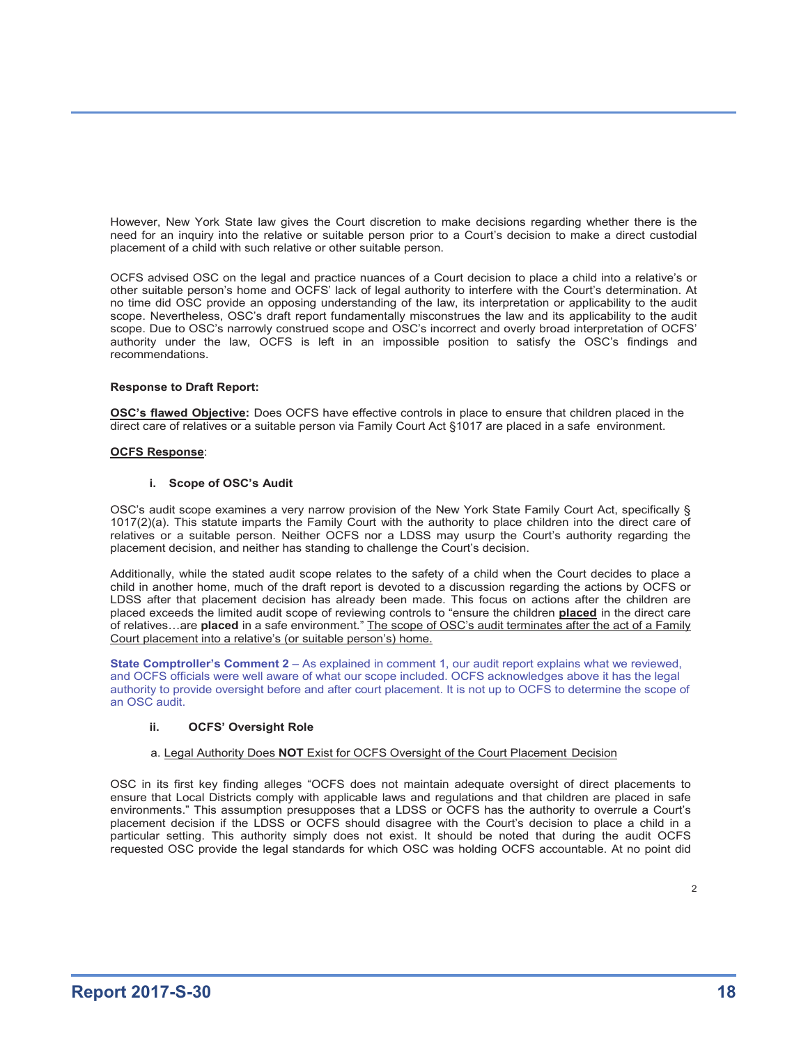However, New York State law gives the Court discretion to make decisions regarding whether there is the need for an inquiry into the relative or suitable person prior to a Court's decision to make a direct custodial placement of a child with such relative or other suitable person.

OCFS advised OSC on the legal and practice nuances of a Court decision to place a child into a relative's or other suitable person's home and OCFS' lack of legal authority to interfere with the Court's determination. At no time did OSC provide an opposing understanding of the law, its interpretation or applicability to the audit scope. Nevertheless, OSC's draft report fundamentally misconstrues the law and its applicability to the audit scope. Due to OSC's narrowly construed scope and OSC's incorrect and overly broad interpretation of OCFS' authority under the law, OCFS is left in an impossible position to satisfy the OSC's findings and recommendations.

**Response to Draft Report:**

**<u>OSC's flawed Objective</u>:** Does OCFS have effective controls in place to ensure that children placed in the direct care of relatives or a suitable person via Family Court Act §1017 are placed in a safe environment.

**<u>OCFS Response</u>**:

**i. Scope of OSC's Audit**

OSC's audit scope examines a very narrow provision of the New York State Family Court Act, specifically § 1017(2)(a). This statute imparts the Family Court with the authority to place children into the direct care of relatives or a suitable person. Neither OCFS nor a LDSS may usurp the Court's authority regarding the placement decision, and neither has standing to challenge the Court's decision.

Additionally, while the stated audit scope relates to the safety of a child when the Court decides to place a child in another home, much of the draft report is devoted to a discussion regarding the actions by OCFS or LDSS after that placement decision has already been made. This focus on actions after the children are placed exceeds the limited audit scope of reviewing controls to "ensure the children **<u>placed</u>** in the direct care of relatives…are **placed** in a safe environment." <u>The scope of OSC's audit terminates after the act of a Family Court placement into a relative's (or suitable person's) home.</u>

**State Comptroller's Comment 2** – As explained in comment 1, our audit report explains what we reviewed, and OCFS officials were well aware of what our scope included. OCFS acknowledges above it has the legal authority to provide oversight before and after court placement. It is not up to OCFS to determine the scope of an OSC audit.

**ii. OCFS' Oversight Role**

a. <u>Legal Authority Does **NOT** Exist for OCFS Oversight of the Court Placement Decision</u>

OSC in its first key finding alleges "OCFS does not maintain adequate oversight of direct placements to ensure that Local Districts comply with applicable laws and regulations and that children are placed in safe environments." This assumption presupposes that a LDSS or OCFS has the authority to overrule a Court's placement decision if the LDSS or OCFS should disagree with the Court's decision to place a child in a particular setting. This authority simply does not exist. It should be noted that during the audit OCFS requested OSC provide the legal standards for which OSC was holding OCFS accountable. At no point did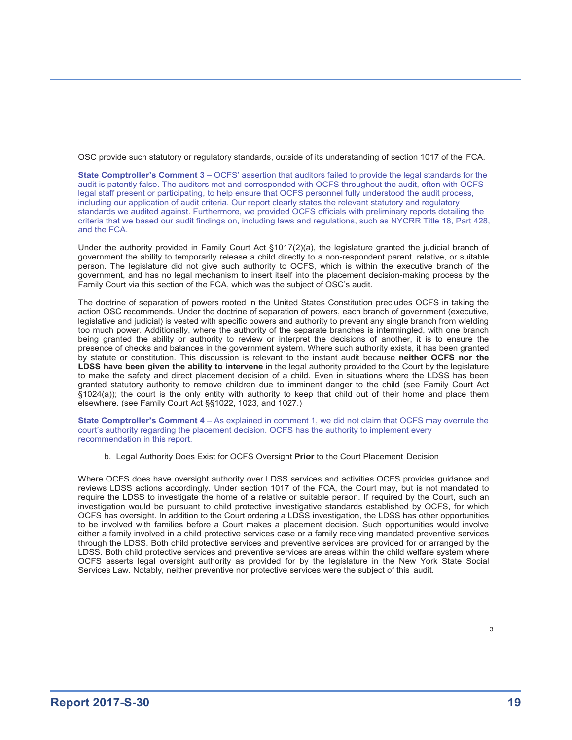OSC provide such statutory or regulatory standards, outside of its understanding of section 1017 of the FCA.

**State Comptroller's Comment 3** – OCFS' assertion that auditors failed to provide the legal standards for the audit is patently false. The auditors met and corresponded with OCFS throughout the audit, often with OCFS legal staff present or participating, to help ensure that OCFS personnel fully understood the audit process, including our application of audit criteria. Our report clearly states the relevant statutory and regulatory standards we audited against. Furthermore, we provided OCFS officials with preliminary reports detailing the criteria that we based our audit findings on, including laws and regulations, such as NYCRR Title 18, Part 428, and the FCA.

Under the authority provided in Family Court Act §1017(2)(a), the legislature granted the judicial branch of government the ability to temporarily release a child directly to a non-respondent parent, relative, or suitable person. The legislature did not give such authority to OCFS, which is within the executive branch of the government, and has no legal mechanism to insert itself into the placement decision-making process by the Family Court via this section of the FCA, which was the subject of OSC's audit.

The doctrine of separation of powers rooted in the United States Constitution precludes OCFS in taking the action OSC recommends. Under the doctrine of separation of powers, each branch of government (executive, legislative and judicial) is vested with specific powers and authority to prevent any single branch from wielding too much power. Additionally, where the authority of the separate branches is intermingled, with one branch being granted the ability or authority to review or interpret the decisions of another, it is to ensure the presence of checks and balances in the government system. Where such authority exists, it has been granted by statute or constitution. This discussion is relevant to the instant audit because **neither OCFS nor the LDSS have been given the ability to intervene** in the legal authority provided to the Court by the legislature to make the safety and direct placement decision of a child. Even in situations where the LDSS has been granted statutory authority to remove children due to imminent danger to the child (see Family Court Act §1024(a)); the court is the only entity with authority to keep that child out of their home and place them elsewhere. (see Family Court Act §§1022, 1023, and 1027.)

**State Comptroller's Comment 4** – As explained in comment 1, we did not claim that OCFS may overrule the court's authority regarding the placement decision. OCFS has the authority to implement every recommendation in this report.

b. Legal Authority Does Exist for OCFS Oversight **Prior** to the Court Placement Decision

Where OCFS does have oversight authority over LDSS services and activities OCFS provides guidance and reviews LDSS actions accordingly. Under section 1017 of the FCA, the Court may, but is not mandated to require the LDSS to investigate the home of a relative or suitable person. If required by the Court, such an investigation would be pursuant to child protective investigative standards established by OCFS, for which OCFS has oversight. In addition to the Court ordering a LDSS investigation, the LDSS has other opportunities to be involved with families before a Court makes a placement decision. Such opportunities would involve either a family involved in a child protective services case or a family receiving mandated preventive services through the LDSS. Both child protective services and preventive services are provided for or arranged by the LDSS. Both child protective services and preventive services are areas within the child welfare system where OCFS asserts legal oversight authority as provided for by the legislature in the New York State Social Services Law. Notably, neither preventive nor protective services were the subject of this audit.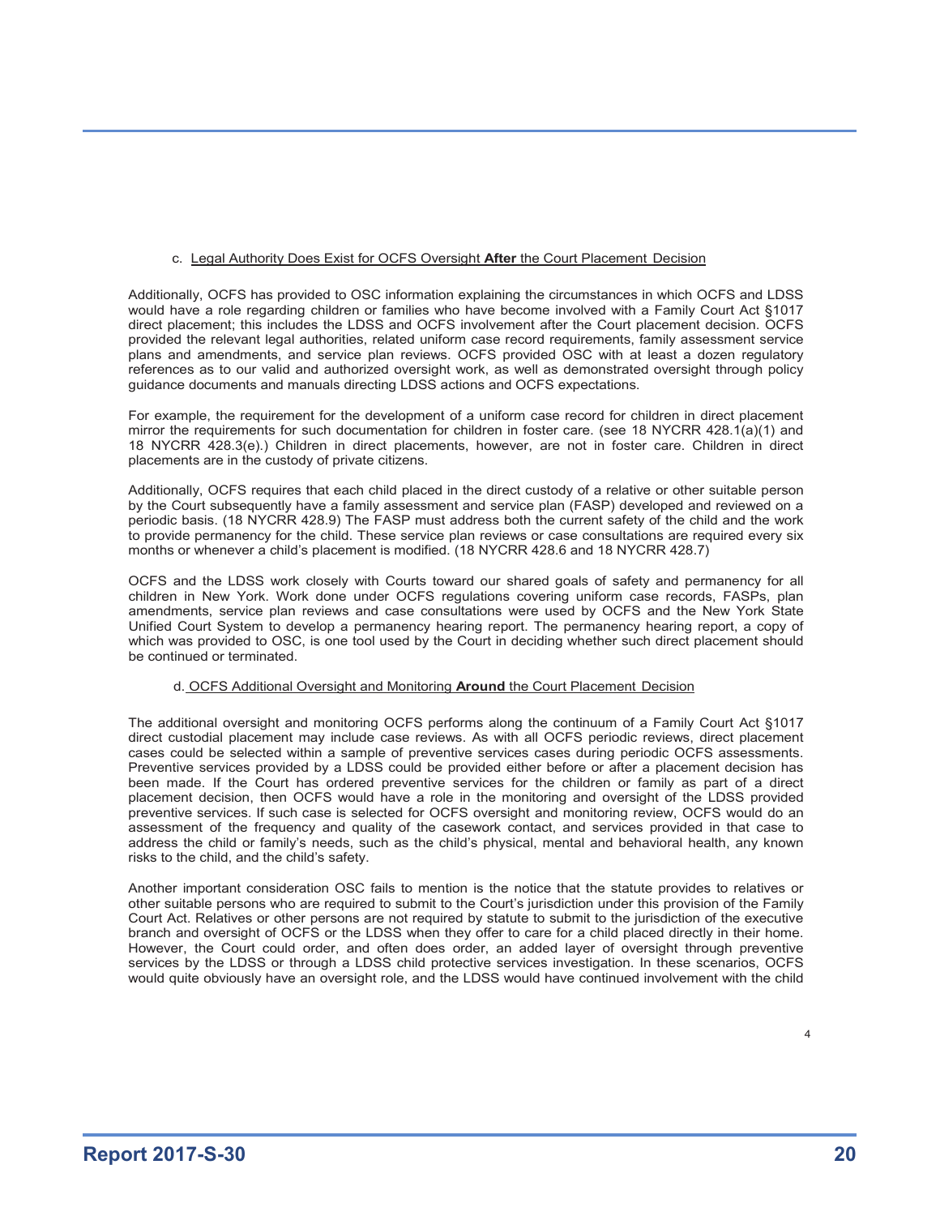c. Legal Authority Does Exist for OCFS Oversight **After** the Court Placement Decision

Additionally, OCFS has provided to OSC information explaining the circumstances in which OCFS and LDSS would have a role regarding children or families who have become involved with a Family Court Act §1017 direct placement; this includes the LDSS and OCFS involvement after the Court placement decision. OCFS provided the relevant legal authorities, related uniform case record requirements, family assessment service plans and amendments, and service plan reviews. OCFS provided OSC with at least a dozen regulatory references as to our valid and authorized oversight work, as well as demonstrated oversight through policy guidance documents and manuals directing LDSS actions and OCFS expectations.

For example, the requirement for the development of a uniform case record for children in direct placement mirror the requirements for such documentation for children in foster care. (see 18 NYCRR 428.1(a)(1) and 18 NYCRR 428.3(e).) Children in direct placements, however, are not in foster care. Children in direct placements are in the custody of private citizens.

Additionally, OCFS requires that each child placed in the direct custody of a relative or other suitable person by the Court subsequently have a family assessment and service plan (FASP) developed and reviewed on a periodic basis. (18 NYCRR 428.9) The FASP must address both the current safety of the child and the work to provide permanency for the child. These service plan reviews or case consultations are required every six months or whenever a child's placement is modified. (18 NYCRR 428.6 and 18 NYCRR 428.7)

OCFS and the LDSS work closely with Courts toward our shared goals of safety and permanency for all children in New York. Work done under OCFS regulations covering uniform case records, FASPs, plan amendments, service plan reviews and case consultations were used by OCFS and the New York State Unified Court System to develop a permanency hearing report. The permanency hearing report, a copy of which was provided to OSC, is one tool used by the Court in deciding whether such direct placement should be continued or terminated.

d. OCFS Additional Oversight and Monitoring **Around** the Court Placement Decision

The additional oversight and monitoring OCFS performs along the continuum of a Family Court Act §1017 direct custodial placement may include case reviews. As with all OCFS periodic reviews, direct placement cases could be selected within a sample of preventive services cases during periodic OCFS assessments. Preventive services provided by a LDSS could be provided either before or after a placement decision has been made. If the Court has ordered preventive services for the children or family as part of a direct placement decision, then OCFS would have a role in the monitoring and oversight of the LDSS provided preventive services. If such case is selected for OCFS oversight and monitoring review, OCFS would do an assessment of the frequency and quality of the casework contact, and services provided in that case to address the child or family's needs, such as the child's physical, mental and behavioral health, any known risks to the child, and the child's safety.

Another important consideration OSC fails to mention is the notice that the statute provides to relatives or other suitable persons who are required to submit to the Court's jurisdiction under this provision of the Family Court Act. Relatives or other persons are not required by statute to submit to the jurisdiction of the executive branch and oversight of OCFS or the LDSS when they offer to care for a child placed directly in their home. However, the Court could order, and often does order, an added layer of oversight through preventive services by the LDSS or through a LDSS child protective services investigation. In these scenarios, OCFS would quite obviously have an oversight role, and the LDSS would have continued involvement with the child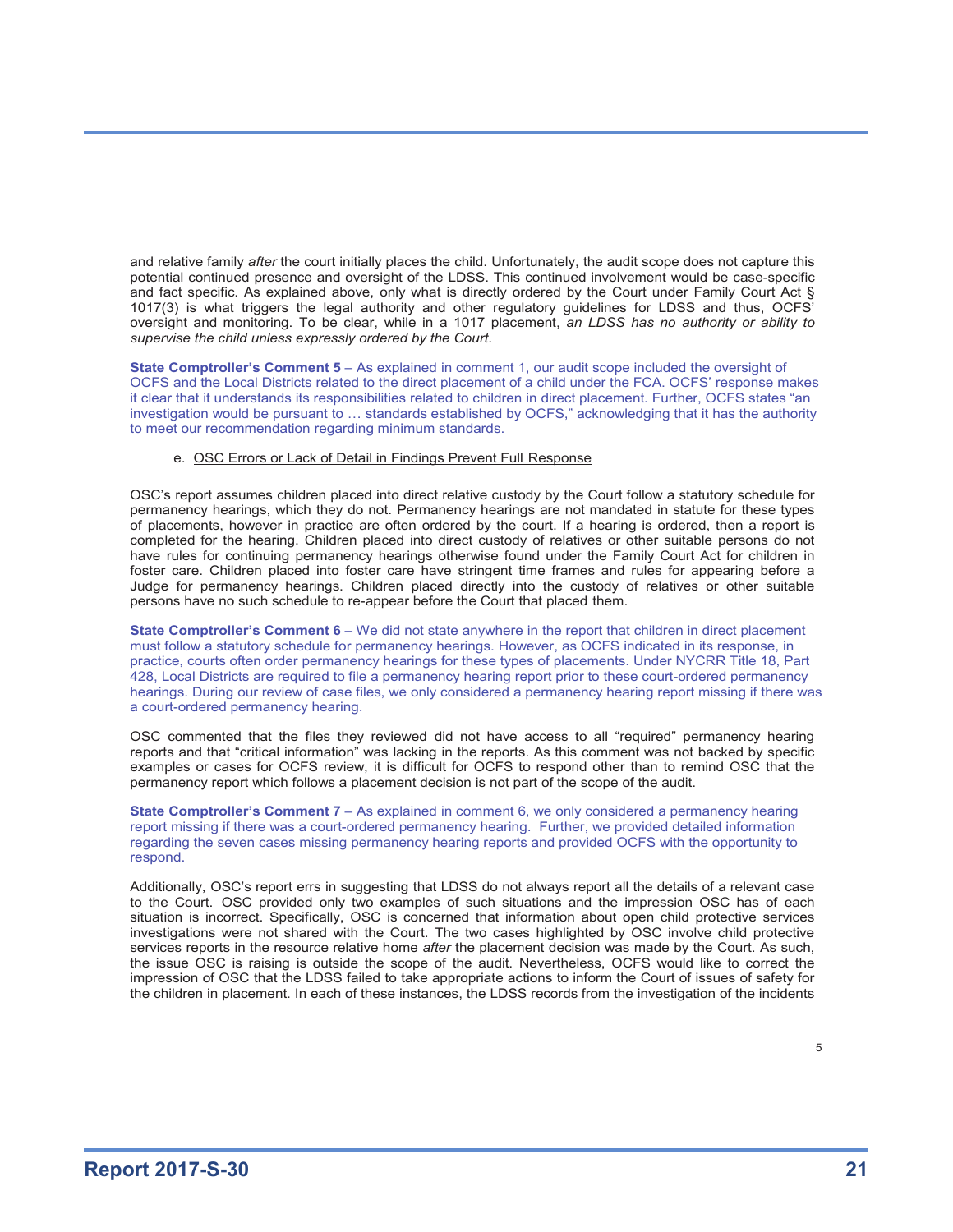and relative family *after* the court initially places the child. Unfortunately, the audit scope does not capture this potential continued presence and oversight of the LDSS. This continued involvement would be case-specific and fact specific. As explained above, only what is directly ordered by the Court under Family Court Act § 1017(3) is what triggers the legal authority and other regulatory guidelines for LDSS and thus, OCFS' oversight and monitoring. To be clear, while in a 1017 placement, *an LDSS has no authority or ability to supervise the child unless expressly ordered by the Court*.

**State Comptroller's Comment 5** – As explained in comment 1, our audit scope included the oversight of OCFS and the Local Districts related to the direct placement of a child under the FCA. OCFS' response makes it clear that it understands its responsibilities related to children in direct placement. Further, OCFS states "an investigation would be pursuant to … standards established by OCFS," acknowledging that it has the authority to meet our recommendation regarding minimum standards.

e. <u>OSC Errors or Lack of Detail in Findings Prevent Full Response</u>

OSC's report assumes children placed into direct relative custody by the Court follow a statutory schedule for permanency hearings, which they do not. Permanency hearings are not mandated in statute for these types of placements, however in practice are often ordered by the court. If a hearing is ordered, then a report is completed for the hearing. Children placed into direct custody of relatives or other suitable persons do not have rules for continuing permanency hearings otherwise found under the Family Court Act for children in foster care. Children placed into foster care have stringent time frames and rules for appearing before a Judge for permanency hearings. Children placed directly into the custody of relatives or other suitable persons have no such schedule to re-appear before the Court that placed them.

**State Comptroller's Comment 6** – We did not state anywhere in the report that children in direct placement must follow a statutory schedule for permanency hearings. However, as OCFS indicated in its response, in practice, courts often order permanency hearings for these types of placements. Under NYCRR Title 18, Part 428, Local Districts are required to file a permanency hearing report prior to these court-ordered permanency hearings. During our review of case files, we only considered a permanency hearing report missing if there was a court-ordered permanency hearing.

OSC commented that the files they reviewed did not have access to all "required" permanency hearing reports and that "critical information" was lacking in the reports. As this comment was not backed by specific examples or cases for OCFS review, it is difficult for OCFS to respond other than to remind OSC that the permanency report which follows a placement decision is not part of the scope of the audit.

**State Comptroller's Comment 7** – As explained in comment 6, we only considered a permanency hearing report missing if there was a court-ordered permanency hearing. Further, we provided detailed information regarding the seven cases missing permanency hearing reports and provided OCFS with the opportunity to respond.

Additionally, OSC's report errs in suggesting that LDSS do not always report all the details of a relevant case to the Court. OSC provided only two examples of such situations and the impression OSC has of each situation is incorrect. Specifically, OSC is concerned that information about open child protective services investigations were not shared with the Court. The two cases highlighted by OSC involve child protective services reports in the resource relative home *after* the placement decision was made by the Court. As such, the issue OSC is raising is outside the scope of the audit. Nevertheless, OCFS would like to correct the impression of OSC that the LDSS failed to take appropriate actions to inform the Court of issues of safety for the children in placement. In each of these instances, the LDSS records from the investigation of the incidents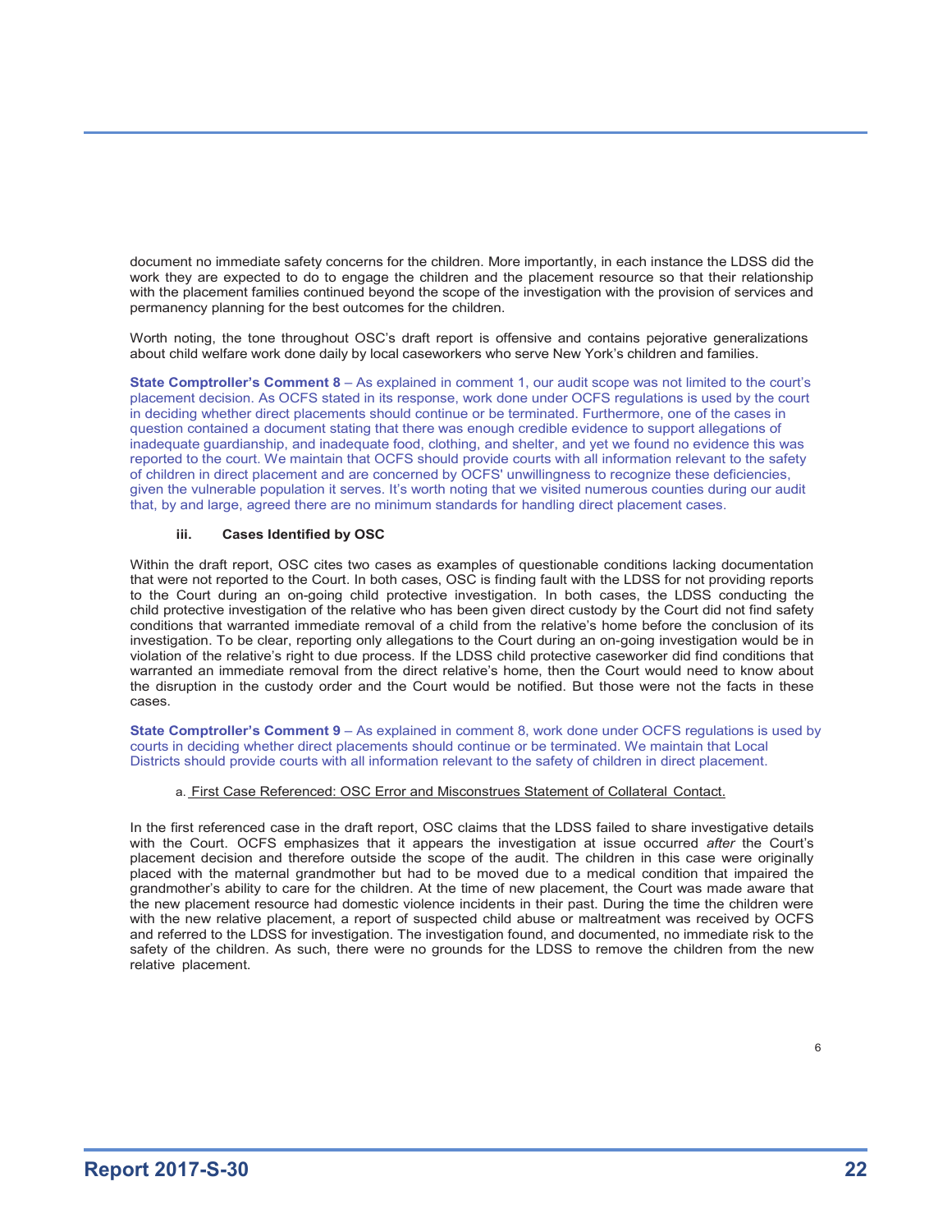document no immediate safety concerns for the children. More importantly, in each instance the LDSS did the work they are expected to do to engage the children and the placement resource so that their relationship with the placement families continued beyond the scope of the investigation with the provision of services and permanency planning for the best outcomes for the children.

Worth noting, the tone throughout OSC's draft report is offensive and contains pejorative generalizations about child welfare work done daily by local caseworkers who serve New York's children and families.

**State Comptroller's Comment 8** – As explained in comment 1, our audit scope was not limited to the court's placement decision. As OCFS stated in its response, work done under OCFS regulations is used by the court in deciding whether direct placements should continue or be terminated. Furthermore, one of the cases in question contained a document stating that there was enough credible evidence to support allegations of inadequate guardianship, and inadequate food, clothing, and shelter, and yet we found no evidence this was reported to the court. We maintain that OCFS should provide courts with all information relevant to the safety of children in direct placement and are concerned by OCFS' unwillingness to recognize these deficiencies, given the vulnerable population it serves. It's worth noting that we visited numerous counties during our audit that, by and large, agreed there are no minimum standards for handling direct placement cases.

### iii. Cases Identified by OSC

Within the draft report, OSC cites two cases as examples of questionable conditions lacking documentation that were not reported to the Court. In both cases, OSC is finding fault with the LDSS for not providing reports to the Court during an on-going child protective investigation. In both cases, the LDSS conducting the child protective investigation of the relative who has been given direct custody by the Court did not find safety conditions that warranted immediate removal of a child from the relative's home before the conclusion of its investigation. To be clear, reporting only allegations to the Court during an on-going investigation would be in violation of the relative's right to due process. If the LDSS child protective caseworker did find conditions that warranted an immediate removal from the direct relative's home, then the Court would need to know about the disruption in the custody order and the Court would be notified. But those were not the facts in these cases.

**State Comptroller's Comment 9** – As explained in comment 8, work done under OCFS regulations is used by courts in deciding whether direct placements should continue or be terminated. We maintain that Local Districts should provide courts with all information relevant to the safety of children in direct placement.

a. <u>First Case Referenced: OSC Error and Misconstrues Statement of Collateral Contact.</u>

In the first referenced case in the draft report, OSC claims that the LDSS failed to share investigative details with the Court. OCFS emphasizes that it appears the investigation at issue occurred *after* the Court's placement decision and therefore outside the scope of the audit. The children in this case were originally placed with the maternal grandmother but had to be moved due to a medical condition that impaired the grandmother's ability to care for the children. At the time of new placement, the Court was made aware that the new placement resource had domestic violence incidents in their past. During the time the children were with the new relative placement, a report of suspected child abuse or maltreatment was received by OCFS and referred to the LDSS for investigation. The investigation found, and documented, no immediate risk to the safety of the children. As such, there were no grounds for the LDSS to remove the children from the new relative placement.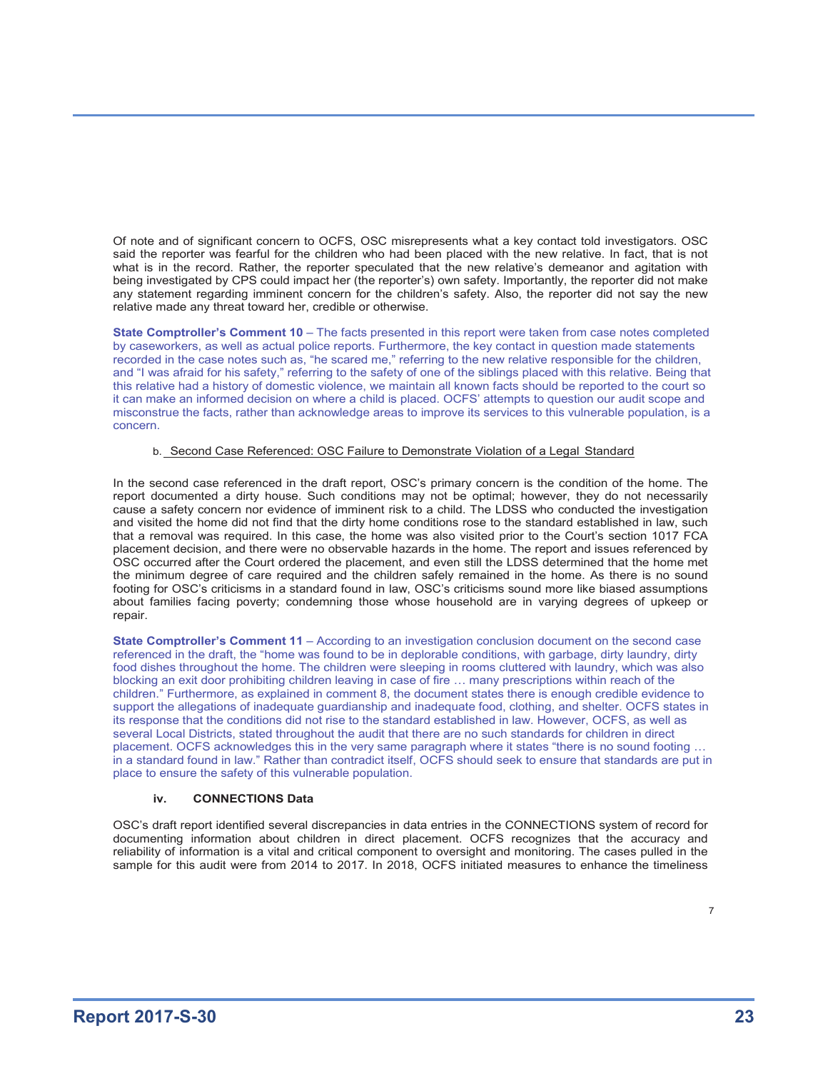Of note and of significant concern to OCFS, OSC misrepresents what a key contact told investigators. OSC said the reporter was fearful for the children who had been placed with the new relative. In fact, that is not what is in the record. Rather, the reporter speculated that the new relative's demeanor and agitation with being investigated by CPS could impact her (the reporter's) own safety. Importantly, the reporter did not make any statement regarding imminent concern for the children's safety. Also, the reporter did not say the new relative made any threat toward her, credible or otherwise.

**State Comptroller's Comment 10** – The facts presented in this report were taken from case notes completed by caseworkers, as well as actual police reports. Furthermore, the key contact in question made statements recorded in the case notes such as, "he scared me," referring to the new relative responsible for the children, and "I was afraid for his safety," referring to the safety of one of the siblings placed with this relative. Being that this relative had a history of domestic violence, we maintain all known facts should be reported to the court so it can make an informed decision on where a child is placed. OCFS' attempts to question our audit scope and misconstrue the facts, rather than acknowledge areas to improve its services to this vulnerable population, is a concern.

b. Second Case Referenced: OSC Failure to Demonstrate Violation of a Legal Standard

In the second case referenced in the draft report, OSC's primary concern is the condition of the home. The report documented a dirty house. Such conditions may not be optimal; however, they do not necessarily cause a safety concern nor evidence of imminent risk to a child. The LDSS who conducted the investigation and visited the home did not find that the dirty home conditions rose to the standard established in law, such that a removal was required. In this case, the home was also visited prior to the Court's section 1017 FCA placement decision, and there were no observable hazards in the home. The report and issues referenced by OSC occurred after the Court ordered the placement, and even still the LDSS determined that the home met the minimum degree of care required and the children safely remained in the home. As there is no sound footing for OSC's criticisms in a standard found in law, OSC's criticisms sound more like biased assumptions about families facing poverty; condemning those whose household are in varying degrees of upkeep or repair.

**State Comptroller's Comment 11** – According to an investigation conclusion document on the second case referenced in the draft, the "home was found to be in deplorable conditions, with garbage, dirty laundry, dirty food dishes throughout the home. The children were sleeping in rooms cluttered with laundry, which was also blocking an exit door prohibiting children leaving in case of fire … many prescriptions within reach of the children." Furthermore, as explained in comment 8, the document states there is enough credible evidence to support the allegations of inadequate guardianship and inadequate food, clothing, and shelter. OCFS states in its response that the conditions did not rise to the standard established in law. However, OCFS, as well as several Local Districts, stated throughout the audit that there are no such standards for children in direct placement. OCFS acknowledges this in the very same paragraph where it states "there is no sound footing … in a standard found in law." Rather than contradict itself, OCFS should seek to ensure that standards are put in place to ensure the safety of this vulnerable population.

**iv. CONNECTIONS Data**

OSC's draft report identified several discrepancies in data entries in the CONNECTIONS system of record for documenting information about children in direct placement. OCFS recognizes that the accuracy and reliability of information is a vital and critical component to oversight and monitoring. The cases pulled in the sample for this audit were from 2014 to 2017. In 2018, OCFS initiated measures to enhance the timeliness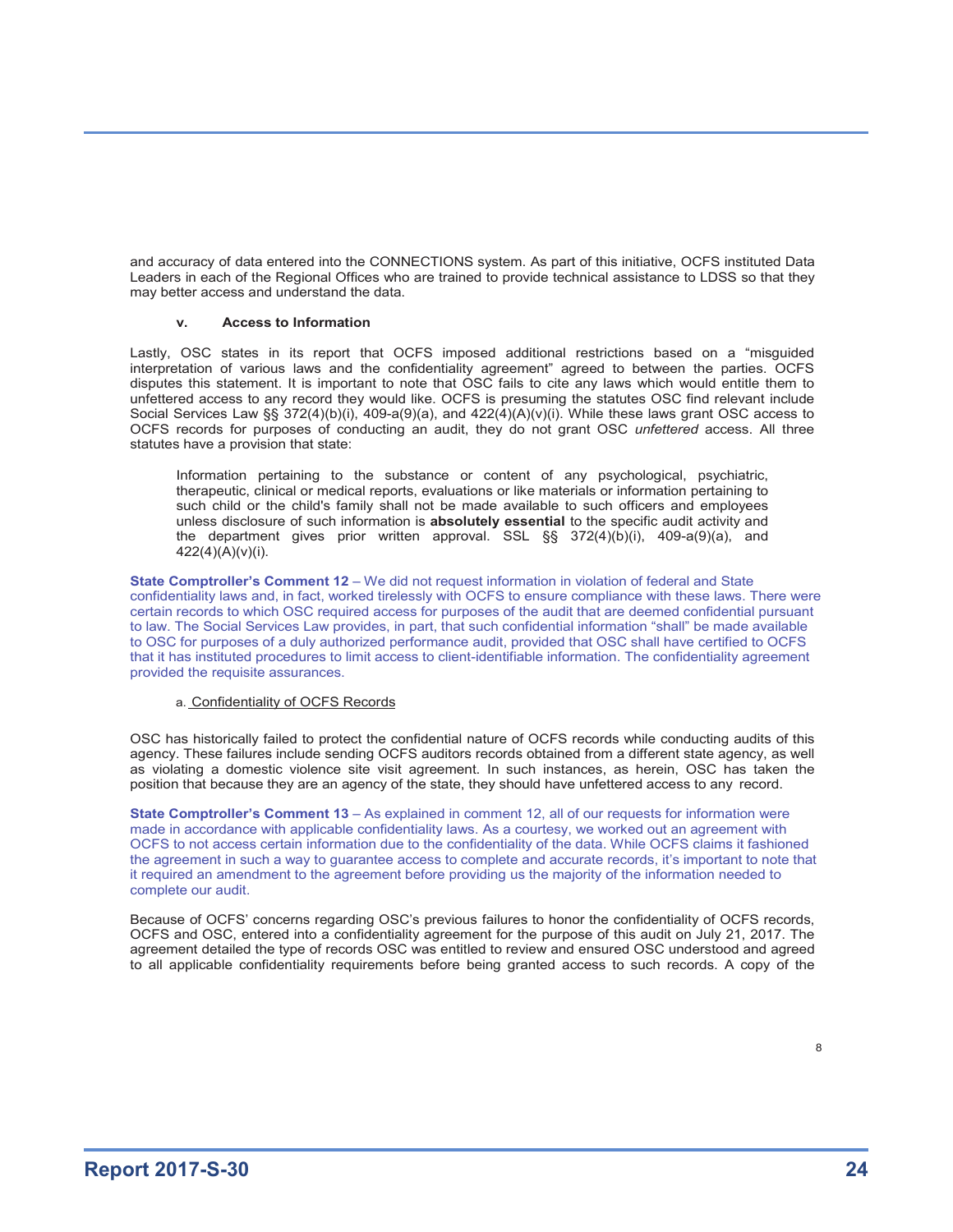and accuracy of data entered into the CONNECTIONS system. As part of this initiative, OCFS instituted Data Leaders in each of the Regional Offices who are trained to provide technical assistance to LDSS so that they may better access and understand the data.

#### v. Access to Information

Lastly, OSC states in its report that OCFS imposed additional restrictions based on a "misguided interpretation of various laws and the confidentiality agreement" agreed to between the parties. OCFS disputes this statement. It is important to note that OSC fails to cite any laws which would entitle them to unfettered access to any record they would like. OCFS is presuming the statutes OSC find relevant include Social Services Law §§ 372(4)(b)(i), 409-a(9)(a), and 422(4)(A)(v)(i). While these laws grant OSC access to OCFS records for purposes of conducting an audit, they do not grant OSC *unfettered* access. All three statutes have a provision that state:

> Information pertaining to the substance or content of any psychological, psychiatric, therapeutic, clinical or medical reports, evaluations or like materials or information pertaining to such child or the child's family shall not be made available to such officers and employees unless disclosure of such information is **absolutely essential** to the specific audit activity and the department gives prior written approval. SSL §§ 372(4)(b)(i), 409-a(9)(a), and 422(4)(A)(v)(i).

**State Comptroller's Comment 12** – We did not request information in violation of federal and State confidentiality laws and, in fact, worked tirelessly with OCFS to ensure compliance with these laws. There were certain records to which OSC required access for purposes of the audit that are deemed confidential pursuant to law. The Social Services Law provides, in part, that such confidential information "shall" be made available to OSC for purposes of a duly authorized performance audit, provided that OSC shall have certified to OCFS that it has instituted procedures to limit access to client-identifiable information. The confidentiality agreement provided the requisite assurances.

a. Confidentiality of OCFS Records

OSC has historically failed to protect the confidential nature of OCFS records while conducting audits of this agency. These failures include sending OCFS auditors records obtained from a different state agency, as well as violating a domestic violence site visit agreement. In such instances, as herein, OSC has taken the position that because they are an agency of the state, they should have unfettered access to any record.

**State Comptroller's Comment 13** – As explained in comment 12, all of our requests for information were made in accordance with applicable confidentiality laws. As a courtesy, we worked out an agreement with OCFS to not access certain information due to the confidentiality of the data. While OCFS claims it fashioned the agreement in such a way to guarantee access to complete and accurate records, it's important to note that it required an amendment to the agreement before providing us the majority of the information needed to complete our audit.

Because of OCFS' concerns regarding OSC's previous failures to honor the confidentiality of OCFS records, OCFS and OSC, entered into a confidentiality agreement for the purpose of this audit on July 21, 2017. The agreement detailed the type of records OSC was entitled to review and ensured OSC understood and agreed to all applicable confidentiality requirements before being granted access to such records. A copy of the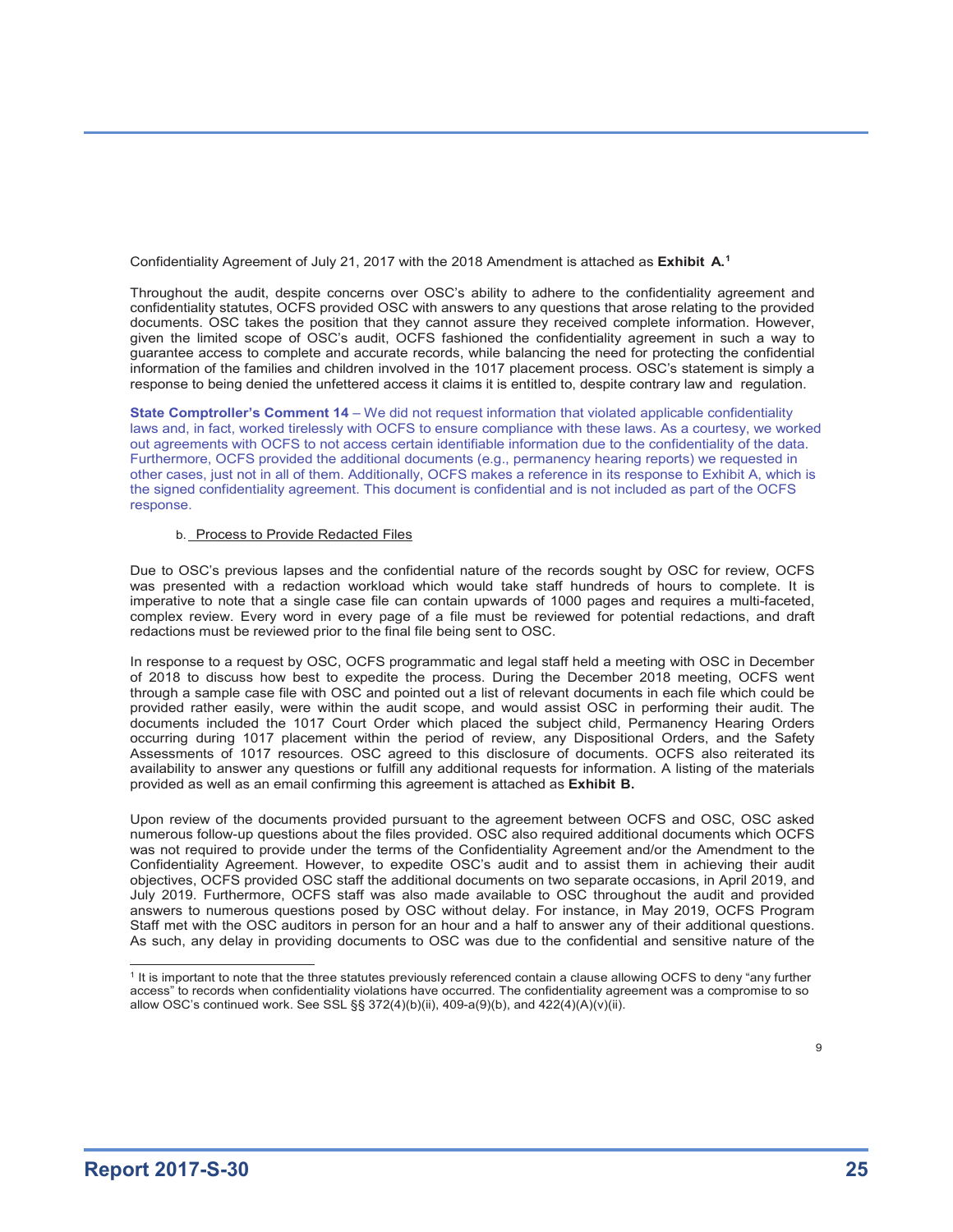Confidentiality Agreement of July 21, 2017 with the 2018 Amendment is attached as **Exhibit A.**[1]

Throughout the audit, despite concerns over OSC's ability to adhere to the confidentiality agreement and confidentiality statutes, OCFS provided OSC with answers to any questions that arose relating to the provided documents. OSC takes the position that they cannot assure they received complete information. However, given the limited scope of OSC's audit, OCFS fashioned the confidentiality agreement in such a way to guarantee access to complete and accurate records, while balancing the need for protecting the confidential information of the families and children involved in the 1017 placement process. OSC's statement is simply a response to being denied the unfettered access it claims it is entitled to, despite contrary law and regulation.

**State Comptroller's Comment 14** – We did not request information that violated applicable confidentiality laws and, in fact, worked tirelessly with OCFS to ensure compliance with these laws. As a courtesy, we worked out agreements with OCFS to not access certain identifiable information due to the confidentiality of the data. Furthermore, OCFS provided the additional documents (e.g., permanency hearing reports) we requested in other cases, just not in all of them. Additionally, OCFS makes a reference in its response to Exhibit A, which is the signed confidentiality agreement. This document is confidential and is not included as part of the OCFS response.

b. Process to Provide Redacted Files

Due to OSC's previous lapses and the confidential nature of the records sought by OSC for review, OCFS was presented with a redaction workload which would take staff hundreds of hours to complete. It is imperative to note that a single case file can contain upwards of 1000 pages and requires a multi-faceted, complex review. Every word in every page of a file must be reviewed for potential redactions, and draft redactions must be reviewed prior to the final file being sent to OSC.

In response to a request by OSC, OCFS programmatic and legal staff held a meeting with OSC in December of 2018 to discuss how best to expedite the process. During the December 2018 meeting, OCFS went through a sample case file with OSC and pointed out a list of relevant documents in each file which could be provided rather easily, were within the audit scope, and would assist OSC in performing their audit. The documents included the 1017 Court Order which placed the subject child, Permanency Hearing Orders occurring during 1017 placement within the period of review, any Dispositional Orders, and the Safety Assessments of 1017 resources. OSC agreed to this disclosure of documents. OCFS also reiterated its availability to answer any questions or fulfill any additional requests for information. A listing of the materials provided as well as an email confirming this agreement is attached as **Exhibit B.**

Upon review of the documents provided pursuant to the agreement between OCFS and OSC, OSC asked numerous follow-up questions about the files provided. OSC also required additional documents which OCFS was not required to provide under the terms of the Confidentiality Agreement and/or the Amendment to the Confidentiality Agreement. However, to expedite OSC's audit and to assist them in achieving their audit objectives, OCFS provided OSC staff the additional documents on two separate occasions, in April 2019, and July 2019. Furthermore, OCFS staff was also made available to OSC throughout the audit and provided answers to numerous questions posed by OSC without delay. For instance, in May 2019, OCFS Program Staff met with the OSC auditors in person for an hour and a half to answer any of their additional questions. As such, any delay in providing documents to OSC was due to the confidential and sensitive nature of the

[1] It is important to note that the three statutes previously referenced contain a clause allowing OCFS to deny "any further access" to records when confidentiality violations have occurred. The confidentiality agreement was a compromise to so allow OSC's continued work. See SSL §§ 372(4)(b)(ii), 409-a(9)(b), and 422(4)(A)(v)(ii).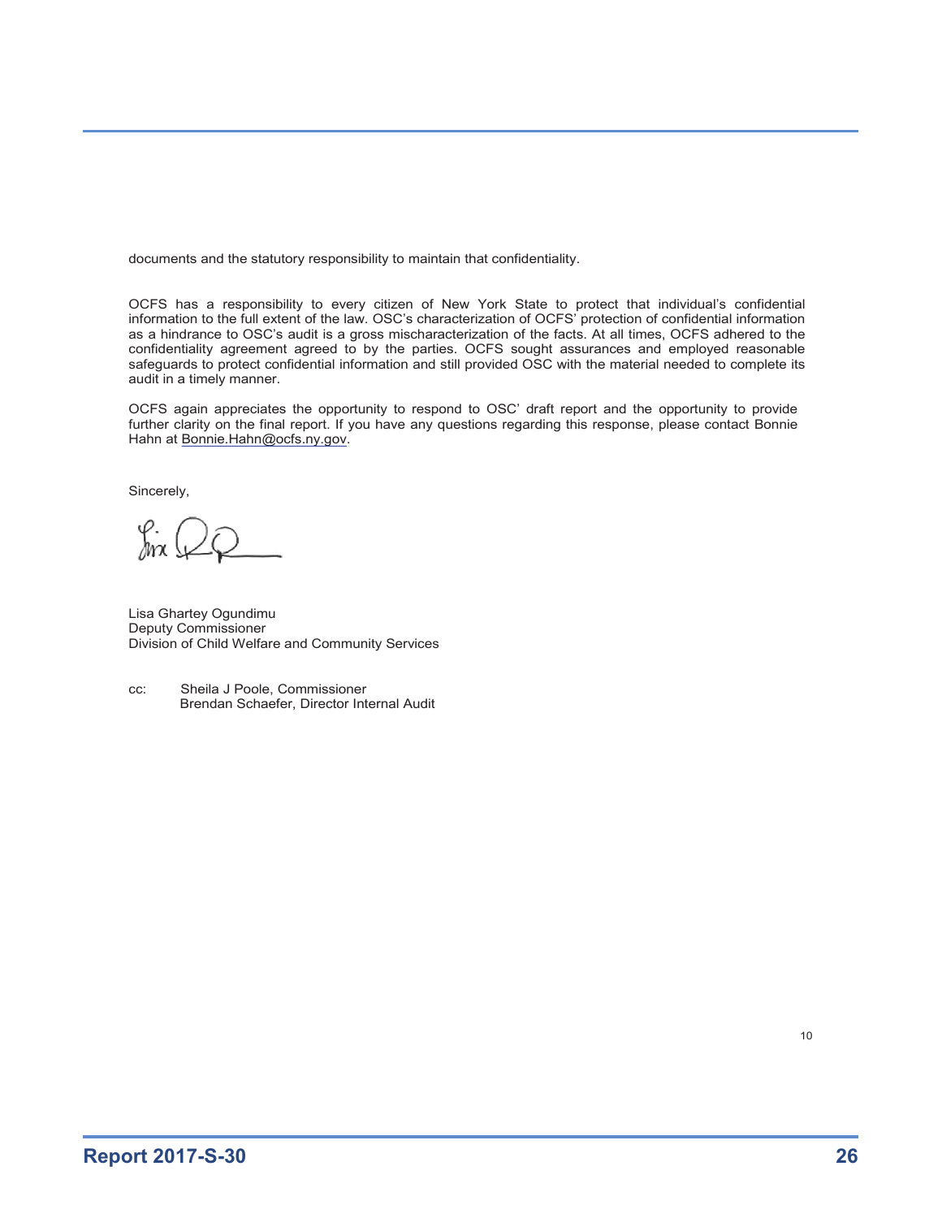documents and the statutory responsibility to maintain that confidentiality.

OCFS has a responsibility to every citizen of New York State to protect that individual's confidential information to the full extent of the law. OSC's characterization of OCFS' protection of confidential information as a hindrance to OSC's audit is a gross mischaracterization of the facts. At all times, OCFS adhered to the confidentiality agreement agreed to by the parties. OCFS sought assurances and employed reasonable safeguards to protect confidential information and still provided OSC with the material needed to complete its audit in a timely manner.

OCFS again appreciates the opportunity to respond to OSC' draft report and the opportunity to provide further clarity on the final report. If you have any questions regarding this response, please contact Bonnie Hahn at Bonnie.Hahn@ocfs.ny.gov.

Sincerely,

Lisa Ghartey Ogundimu
Deputy Commissioner
Division of Child Welfare and Community Services

cc: Sheila J Poole, Commissioner
Brendan Schaefer, Director Internal Audit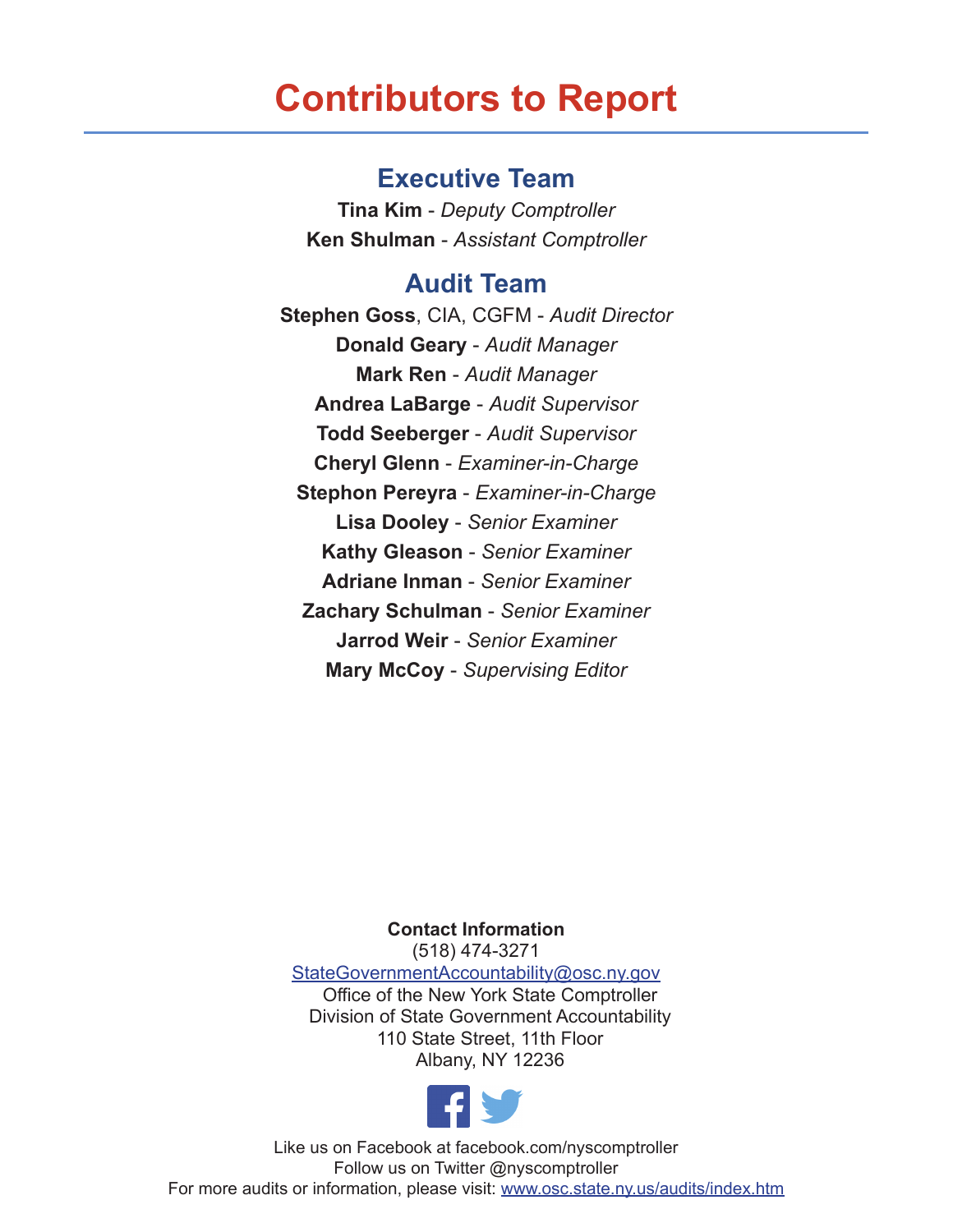# Contributors to Report

## Executive Team

**Tina Kim** - *Deputy Comptroller*
**Ken Shulman** - *Assistant Comptroller*

## Audit Team

**Stephen Goss**, CIA, CGFM - *Audit Director*
**Donald Geary** - *Audit Manager*
**Mark Ren** - *Audit Manager*
**Andrea LaBarge** - *Audit Supervisor*
**Todd Seeberger** - *Audit Supervisor*
**Cheryl Glenn** - *Examiner-in-Charge*
**Stephon Pereyra** - *Examiner-in-Charge*
**Lisa Dooley** - *Senior Examiner*
**Kathy Gleason** - *Senior Examiner*
**Adriane Inman** - *Senior Examiner*
**Zachary Schulman** - *Senior Examiner*
**Jarrod Weir** - *Senior Examiner*
**Mary McCoy** - *Supervising Editor*

**Contact Information**
(518) 474-3271
StateGovernmentAccountability@osc.ny.gov
Office of the New York State Comptroller
Division of State Government Accountability
110 State Street, 11th Floor
Albany, NY 12236

Like us on Facebook at facebook.com/nyscomptroller
Follow us on Twitter @nyscomptroller
For more audits or information, please visit: www.osc.state.ny.us/audits/index.htm